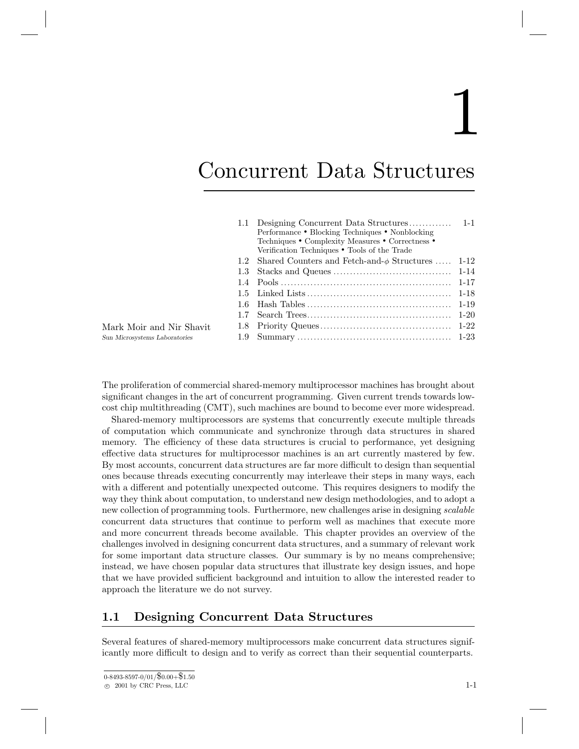# 1

# Concurrent Data Structures

| | | |
|---|---|---|
| 1.1 | Designing Concurrent Data Structures ............. <br> Performance • Blocking Techniques • Nonblocking Techniques • Complexity Measures • Correctness • Verification Techniques • Tools of the Trade | 1-1 |
| 1.2 | Shared Counters and Fetch-and-$\phi$ Structures ..... | 1-12 |
| 1.3 | Stacks and Queues .................................... | 1-14 |
| 1.4 | Pools .................................................... | 1-17 |
| 1.5 | Linked Lists ............................................ | 1-18 |
| 1.6 | Hash Tables ............................................ | 1-19 |
| 1.7 | Search Trees............................................ | 1-20 |
| 1.8 | Priority Queues........................................ | 1-22 |
| 1.9 | Summary ............................................... | 1-23 |

Mark Moir and Nir Shavit
*Sun Microsystems Laboratories*

The proliferation of commercial shared-memory multiprocessor machines has brought about significant changes in the art of concurrent programming. Given current trends towards low-cost chip multithreading (CMT), such machines are bound to become ever more widespread.

Shared-memory multiprocessors are systems that concurrently execute multiple threads of computation which communicate and synchronize through data structures in shared memory. The efficiency of these data structures is crucial to performance, yet designing effective data structures for multiprocessor machines is an art currently mastered by few. By most accounts, concurrent data structures are far more difficult to design than sequential ones because threads executing concurrently may interleave their steps in many ways, each with a different and potentially unexpected outcome. This requires designers to modify the way they think about computation, to understand new design methodologies, and to adopt a new collection of programming tools. Furthermore, new challenges arise in designing *scalable* concurrent data structures that continue to perform well as machines that execute more and more concurrent threads become available. This chapter provides an overview of the challenges involved in designing concurrent data structures, and a summary of relevant work for some important data structure classes. Our summary is by no means comprehensive; instead, we have chosen popular data structures that illustrate key design issues, and hope that we have provided sufficient background and intuition to allow the interested reader to approach the literature we do not survey.

## 1.1 Designing Concurrent Data Structures

Several features of shared-memory multiprocessors make concurrent data structures significantly more difficult to design and to verify as correct than their sequential counterparts.

0-8493-8597-0/01/$0.00+$1.50
© 2001 by CRC Press, LLC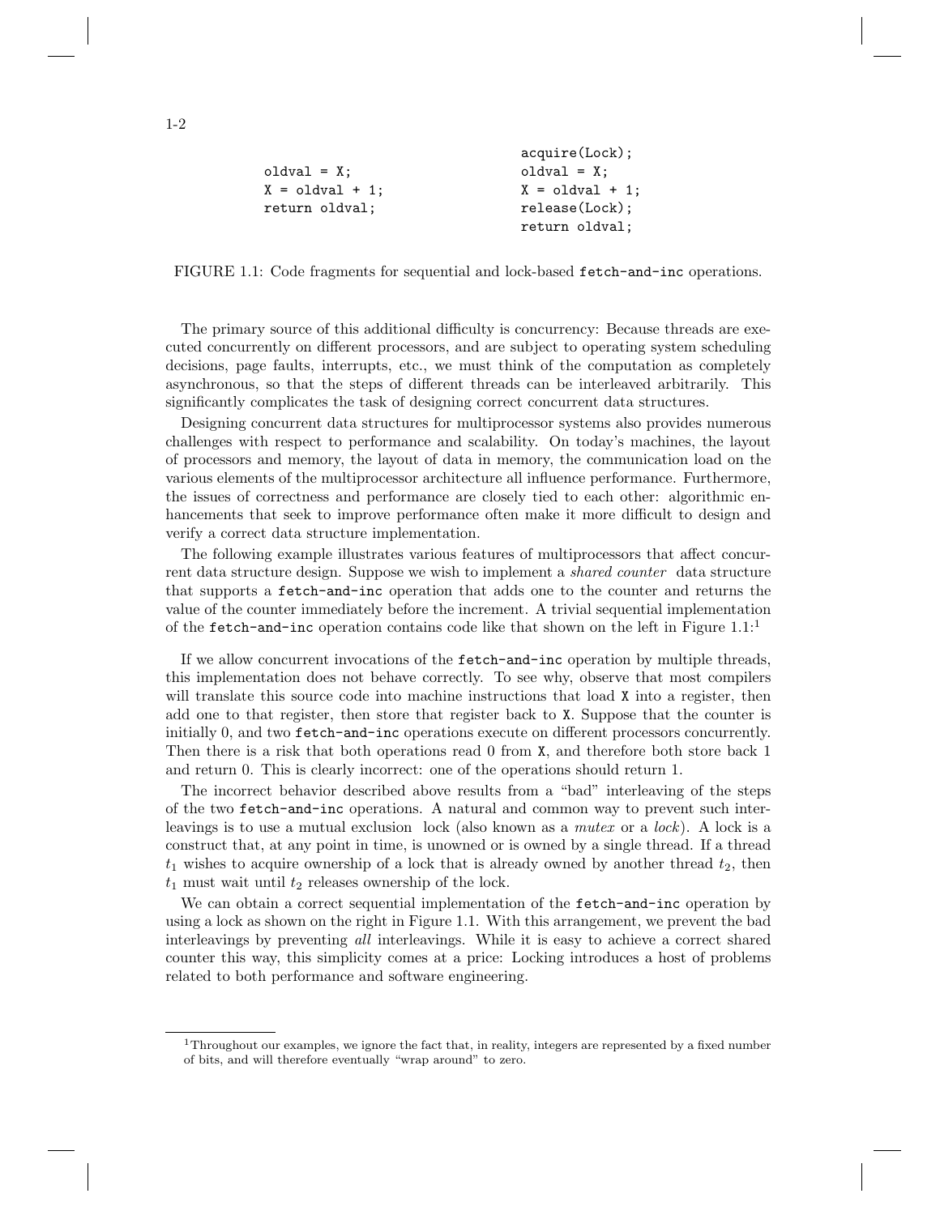```
oldval = X;
X = oldval + 1;
return oldval;
```

```
acquire(Lock);
oldval = X;
X = oldval + 1;
release(Lock);
return oldval;
```

FIGURE 1.1: Code fragments for sequential and lock-based `fetch-and-inc` operations.

The primary source of this additional difficulty is concurrency: Because threads are executed concurrently on different processors, and are subject to operating system scheduling decisions, page faults, interrupts, etc., we must think of the computation as completely asynchronous, so that the steps of different threads can be interleaved arbitrarily. This significantly complicates the task of designing correct concurrent data structures.

Designing concurrent data structures for multiprocessor systems also provides numerous challenges with respect to performance and scalability. On today's machines, the layout of processors and memory, the layout of data in memory, the communication load on the various elements of the multiprocessor architecture all influence performance. Furthermore, the issues of correctness and performance are closely tied to each other: algorithmic enhancements that seek to improve performance often make it more difficult to design and verify a correct data structure implementation.

The following example illustrates various features of multiprocessors that affect concurrent data structure design. Suppose we wish to implement a *shared counter* data structure that supports a `fetch-and-inc` operation that adds one to the counter and returns the value of the counter immediately before the increment. A trivial sequential implementation of the `fetch-and-inc` operation contains code like that shown on the left in Figure 1.1:[1]

If we allow concurrent invocations of the `fetch-and-inc` operation by multiple threads, this implementation does not behave correctly. To see why, observe that most compilers will translate this source code into machine instructions that load `X` into a register, then add one to that register, then store that register back to `X`. Suppose that the counter is initially 0, and two `fetch-and-inc` operations execute on different processors concurrently. Then there is a risk that both operations read 0 from `X`, and therefore both store back 1 and return 0. This is clearly incorrect: one of the operations should return 1.

The incorrect behavior described above results from a "bad" interleaving of the steps of the two `fetch-and-inc` operations. A natural and common way to prevent such interleavings is to use a mutual exclusion lock (also known as a *mutex* or a *lock*). A lock is a construct that, at any point in time, is unowned or is owned by a single thread. If a thread $t_1$ wishes to acquire ownership of a lock that is already owned by another thread $t_2$, then $t_1$ must wait until $t_2$ releases ownership of the lock.

We can obtain a correct sequential implementation of the `fetch-and-inc` operation by using a lock as shown on the right in Figure 1.1. With this arrangement, we prevent the bad interleavings by preventing *all* interleavings. While it is easy to achieve a correct shared counter this way, this simplicity comes at a price: Locking introduces a host of problems related to both performance and software engineering.

[1] Throughout our examples, we ignore the fact that, in reality, integers are represented by a fixed number of bits, and will therefore eventually "wrap around" to zero.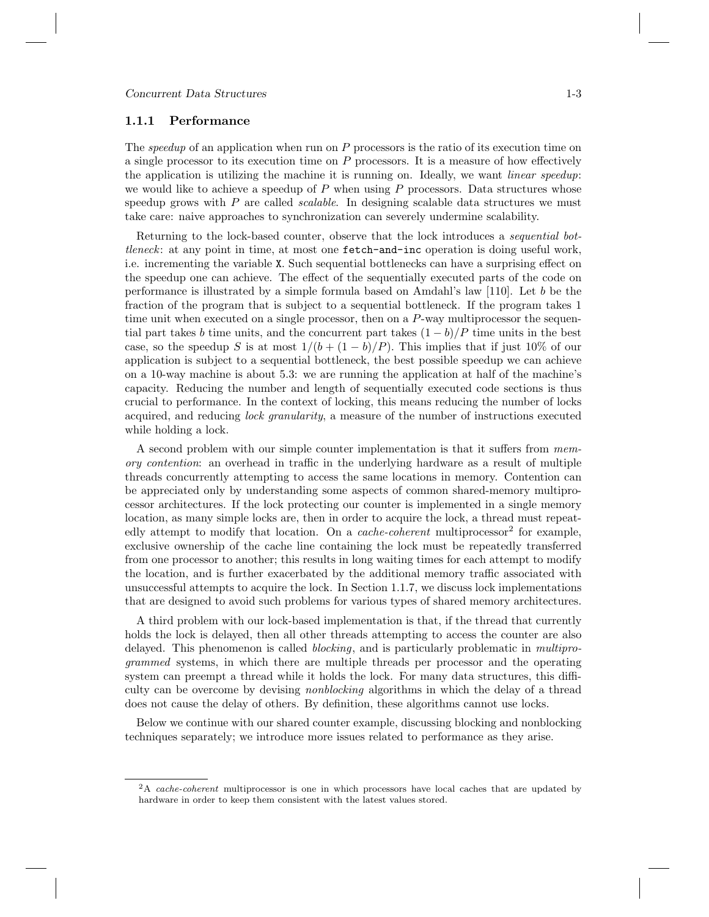### 1.1.1 Performance

The *speedup* of an application when run on $P$ processors is the ratio of its execution time on a single processor to its execution time on $P$ processors. It is a measure of how effectively the application is utilizing the machine it is running on. Ideally, we want *linear speedup*: we would like to achieve a speedup of $P$ when using $P$ processors. Data structures whose speedup grows with $P$ are called *scalable*. In designing scalable data structures we must take care: naive approaches to synchronization can severely undermine scalability.

Returning to the lock-based counter, observe that the lock introduces a *sequential bottleneck*: at any point in time, at most one `fetch-and-inc` operation is doing useful work, i.e. incrementing the variable `X`. Such sequential bottlenecks can have a surprising effect on the speedup one can achieve. The effect of the sequentially executed parts of the code on performance is illustrated by a simple formula based on Amdahl's law [110]. Let $b$ be the fraction of the program that is subject to a sequential bottleneck. If the program takes 1 time unit when executed on a single processor, then on a $P$-way multiprocessor the sequential part takes $b$ time units, and the concurrent part takes $(1-b)/P$ time units in the best case, so the speedup $S$ is at most $1/(b+(1-b)/P)$. This implies that if just 10% of our application is subject to a sequential bottleneck, the best possible speedup we can achieve on a 10-way machine is about 5.3: we are running the application at half of the machine's capacity. Reducing the number and length of sequentially executed code sections is thus crucial to performance. In the context of locking, this means reducing the number of locks acquired, and reducing *lock granularity*, a measure of the number of instructions executed while holding a lock.

A second problem with our simple counter implementation is that it suffers from *memory contention*: an overhead in traffic in the underlying hardware as a result of multiple threads concurrently attempting to access the same locations in memory. Contention can be appreciated only by understanding some aspects of common shared-memory multiprocessor architectures. If the lock protecting our counter is implemented in a single memory location, as many simple locks are, then in order to acquire the lock, a thread must repeatedly attempt to modify that location. On a *cache-coherent* multiprocessor[2] for example, exclusive ownership of the cache line containing the lock must be repeatedly transferred from one processor to another; this results in long waiting times for each attempt to modify the location, and is further exacerbated by the additional memory traffic associated with unsuccessful attempts to acquire the lock. In Section 1.1.7, we discuss lock implementations that are designed to avoid such problems for various types of shared memory architectures.

A third problem with our lock-based implementation is that, if the thread that currently holds the lock is delayed, then all other threads attempting to access the counter are also delayed. This phenomenon is called *blocking*, and is particularly problematic in *multiprogrammed* systems, in which there are multiple threads per processor and the operating system can preempt a thread while it holds the lock. For many data structures, this difficulty can be overcome by devising *nonblocking* algorithms in which the delay of a thread does not cause the delay of others. By definition, these algorithms cannot use locks.

Below we continue with our shared counter example, discussing blocking and nonblocking techniques separately; we introduce more issues related to performance as they arise.

---

[2] A *cache-coherent* multiprocessor is one in which processors have local caches that are updated by hardware in order to keep them consistent with the latest values stored.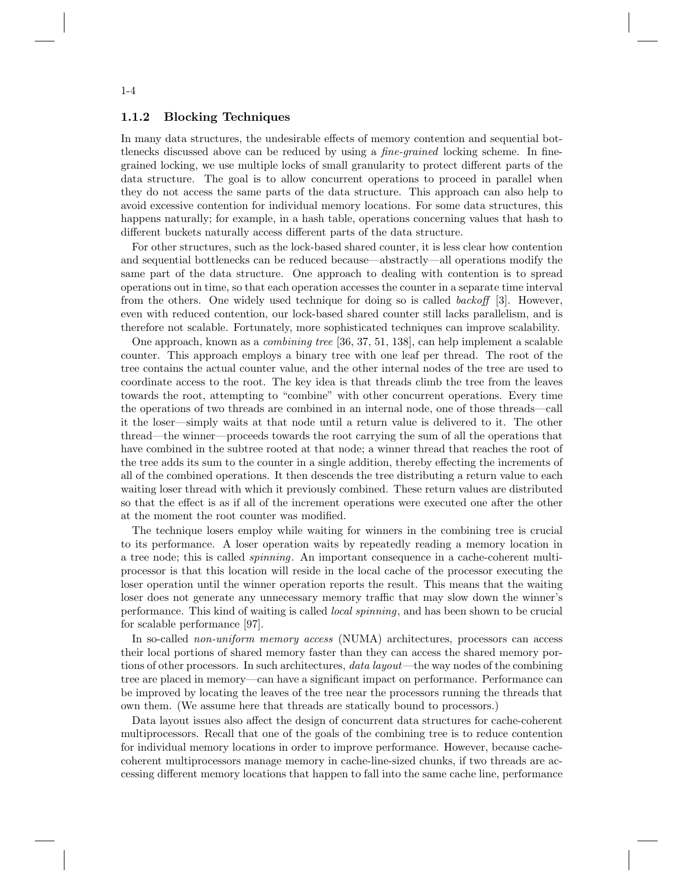### 1.1.2 Blocking Techniques

In many data structures, the undesirable effects of memory contention and sequential bottlenecks discussed above can be reduced by using a *fine-grained* locking scheme. In fine-grained locking, we use multiple locks of small granularity to protect different parts of the data structure. The goal is to allow concurrent operations to proceed in parallel when they do not access the same parts of the data structure. This approach can also help to avoid excessive contention for individual memory locations. For some data structures, this happens naturally; for example, in a hash table, operations concerning values that hash to different buckets naturally access different parts of the data structure.

For other structures, such as the lock-based shared counter, it is less clear how contention and sequential bottlenecks can be reduced because—abstractly—all operations modify the same part of the data structure. One approach to dealing with contention is to spread operations out in time, so that each operation accesses the counter in a separate time interval from the others. One widely used technique for doing so is called *backoff* [3]. However, even with reduced contention, our lock-based shared counter still lacks parallelism, and is therefore not scalable. Fortunately, more sophisticated techniques can improve scalability.

One approach, known as a *combining tree* [36, 37, 51, 138], can help implement a scalable counter. This approach employs a binary tree with one leaf per thread. The root of the tree contains the actual counter value, and the other internal nodes of the tree are used to coordinate access to the root. The key idea is that threads climb the tree from the leaves towards the root, attempting to "combine" with other concurrent operations. Every time the operations of two threads are combined in an internal node, one of those threads—call it the loser—simply waits at that node until a return value is delivered to it. The other thread—the winner—proceeds towards the root carrying the sum of all the operations that have combined in the subtree rooted at that node; a winner thread that reaches the root of the tree adds its sum to the counter in a single addition, thereby effecting the increments of all of the combined operations. It then descends the tree distributing a return value to each waiting loser thread with which it previously combined. These return values are distributed so that the effect is as if all of the increment operations were executed one after the other at the moment the root counter was modified.

The technique losers employ while waiting for winners in the combining tree is crucial to its performance. A loser operation waits by repeatedly reading a memory location in a tree node; this is called *spinning*. An important consequence in a cache-coherent multiprocessor is that this location will reside in the local cache of the processor executing the loser operation until the winner operation reports the result. This means that the waiting loser does not generate any unnecessary memory traffic that may slow down the winner's performance. This kind of waiting is called *local spinning*, and has been shown to be crucial for scalable performance [97].

In so-called *non-uniform memory access* (NUMA) architectures, processors can access their local portions of shared memory faster than they can access the shared memory portions of other processors. In such architectures, *data layout*—the way nodes of the combining tree are placed in memory—can have a significant impact on performance. Performance can be improved by locating the leaves of the tree near the processors running the threads that own them. (We assume here that threads are statically bound to processors.)

Data layout issues also affect the design of concurrent data structures for cache-coherent multiprocessors. Recall that one of the goals of the combining tree is to reduce contention for individual memory locations in order to improve performance. However, because cache-coherent multiprocessors manage memory in cache-line-sized chunks, if two threads are accessing different memory locations that happen to fall into the same cache line, performance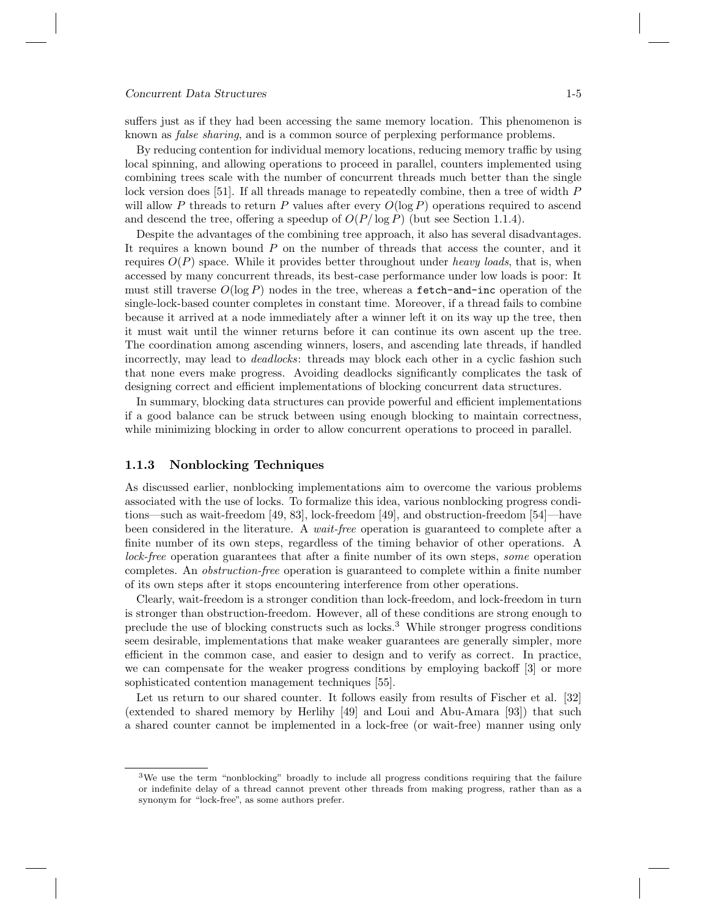suffers just as if they had been accessing the same memory location. This phenomenon is known as *false sharing*, and is a common source of perplexing performance problems.

By reducing contention for individual memory locations, reducing memory traffic by using local spinning, and allowing operations to proceed in parallel, counters implemented using combining trees scale with the number of concurrent threads much better than the single lock version does [51]. If all threads manage to repeatedly combine, then a tree of width $P$ will allow $P$ threads to return $P$ values after every $O(\log P)$ operations required to ascend and descend the tree, offering a speedup of $O(P/\log P)$ (but see Section 1.1.4).

Despite the advantages of the combining tree approach, it also has several disadvantages. It requires a known bound $P$ on the number of threads that access the counter, and it requires $O(P)$ space. While it provides better throughout under *heavy loads*, that is, when accessed by many concurrent threads, its best-case performance under low loads is poor: It must still traverse $O(\log P)$ nodes in the tree, whereas a `fetch-and-inc` operation of the single-lock-based counter completes in constant time. Moreover, if a thread fails to combine because it arrived at a node immediately after a winner left it on its way up the tree, then it must wait until the winner returns before it can continue its own ascent up the tree. The coordination among ascending winners, losers, and ascending late threads, if handled incorrectly, may lead to *deadlocks*: threads may block each other in a cyclic fashion such that none evers make progress. Avoiding deadlocks significantly complicates the task of designing correct and efficient implementations of blocking concurrent data structures.

In summary, blocking data structures can provide powerful and efficient implementations if a good balance can be struck between using enough blocking to maintain correctness, while minimizing blocking in order to allow concurrent operations to proceed in parallel.

### 1.1.3 Nonblocking Techniques

As discussed earlier, nonblocking implementations aim to overcome the various problems associated with the use of locks. To formalize this idea, various nonblocking progress conditions—such as wait-freedom [49, 83], lock-freedom [49], and obstruction-freedom [54]—have been considered in the literature. A *wait-free* operation is guaranteed to complete after a finite number of its own steps, regardless of the timing behavior of other operations. A *lock-free* operation guarantees that after a finite number of its own steps, *some* operation completes. An *obstruction-free* operation is guaranteed to complete within a finite number of its own steps after it stops encountering interference from other operations.

Clearly, wait-freedom is a stronger condition than lock-freedom, and lock-freedom in turn is stronger than obstruction-freedom. However, all of these conditions are strong enough to preclude the use of blocking constructs such as locks.[3] While stronger progress conditions seem desirable, implementations that make weaker guarantees are generally simpler, more efficient in the common case, and easier to design and to verify as correct. In practice, we can compensate for the weaker progress conditions by employing backoff [3] or more sophisticated contention management techniques [55].

Let us return to our shared counter. It follows easily from results of Fischer et al. [32] (extended to shared memory by Herlihy [49] and Loui and Abu-Amara [93]) that such a shared counter cannot be implemented in a lock-free (or wait-free) manner using only

[3] We use the term "nonblocking" broadly to include all progress conditions requiring that the failure or indefinite delay of a thread cannot prevent other threads from making progress, rather than as a synonym for "lock-free", as some authors prefer.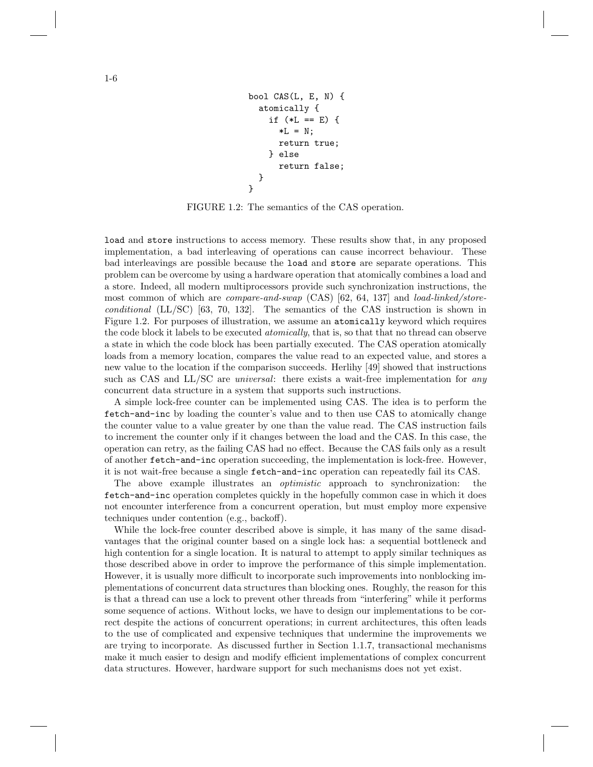```
bool CAS(L, E, N) {
  atomically {
    if (*L == E) {
      *L = N;
      return true;
    } else
      return false;
  }
}
```

FIGURE 1.2: The semantics of the CAS operation.

`load` and `store` instructions to access memory. These results show that, in any proposed implementation, a bad interleaving of operations can cause incorrect behaviour. These bad interleavings are possible because the `load` and `store` are separate operations. This problem can be overcome by using a hardware operation that atomically combines a load and a store. Indeed, all modern multiprocessors provide such synchronization instructions, the most common of which are *compare-and-swap* (CAS) [62, 64, 137] and *load-linked/store-conditional* (LL/SC) [63, 70, 132]. The semantics of the CAS instruction is shown in Figure 1.2. For purposes of illustration, we assume an `atomically` keyword which requires the code block it labels to be executed *atomically*, that is, so that that no thread can observe a state in which the code block has been partially executed. The CAS operation atomically loads from a memory location, compares the value read to an expected value, and stores a new value to the location if the comparison succeeds. Herlihy [49] showed that instructions such as CAS and LL/SC are *universal*: there exists a wait-free implementation for *any* concurrent data structure in a system that supports such instructions.

A simple lock-free counter can be implemented using CAS. The idea is to perform the `fetch-and-inc` by loading the counter's value and to then use CAS to atomically change the counter value to a value greater by one than the value read. The CAS instruction fails to increment the counter only if it changes between the load and the CAS. In this case, the operation can retry, as the failing CAS had no effect. Because the CAS fails only as a result of another `fetch-and-inc` operation succeeding, the implementation is lock-free. However, it is not wait-free because a single `fetch-and-inc` operation can repeatedly fail its CAS.

The above example illustrates an *optimistic* approach to synchronization: the `fetch-and-inc` operation completes quickly in the hopefully common case in which it does not encounter interference from a concurrent operation, but must employ more expensive techniques under contention (e.g., backoff).

While the lock-free counter described above is simple, it has many of the same disadvantages that the original counter based on a single lock has: a sequential bottleneck and high contention for a single location. It is natural to attempt to apply similar techniques as those described above in order to improve the performance of this simple implementation. However, it is usually more difficult to incorporate such improvements into nonblocking implementations of concurrent data structures than blocking ones. Roughly, the reason for this is that a thread can use a lock to prevent other threads from "interfering" while it performs some sequence of actions. Without locks, we have to design our implementations to be correct despite the actions of concurrent operations; in current architectures, this often leads to the use of complicated and expensive techniques that undermine the improvements we are trying to incorporate. As discussed further in Section 1.1.7, transactional mechanisms make it much easier to design and modify efficient implementations of complex concurrent data structures. However, hardware support for such mechanisms does not yet exist.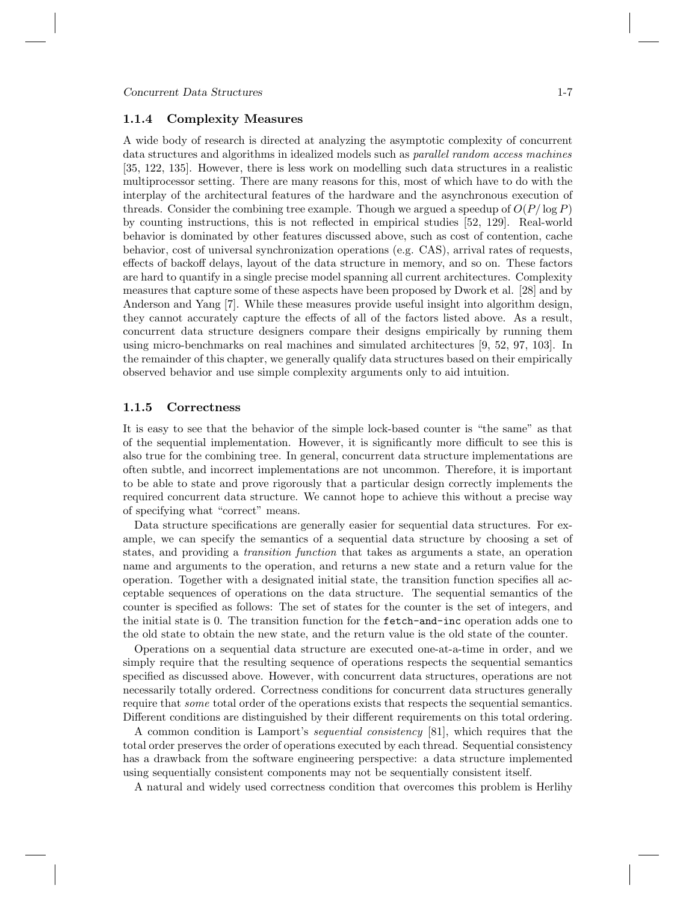### 1.1.4 Complexity Measures

A wide body of research is directed at analyzing the asymptotic complexity of concurrent data structures and algorithms in idealized models such as *parallel random access machines* [35, 122, 135]. However, there is less work on modelling such data structures in a realistic multiprocessor setting. There are many reasons for this, most of which have to do with the interplay of the architectural features of the hardware and the asynchronous execution of threads. Consider the combining tree example. Though we argued a speedup of $O(P/\log P)$ by counting instructions, this is not reflected in empirical studies [52, 129]. Real-world behavior is dominated by other features discussed above, such as cost of contention, cache behavior, cost of universal synchronization operations (e.g. CAS), arrival rates of requests, effects of backoff delays, layout of the data structure in memory, and so on. These factors are hard to quantify in a single precise model spanning all current architectures. Complexity measures that capture some of these aspects have been proposed by Dwork et al. [28] and by Anderson and Yang [7]. While these measures provide useful insight into algorithm design, they cannot accurately capture the effects of all of the factors listed above. As a result, concurrent data structure designers compare their designs empirically by running them using micro-benchmarks on real machines and simulated architectures [9, 52, 97, 103]. In the remainder of this chapter, we generally qualify data structures based on their empirically observed behavior and use simple complexity arguments only to aid intuition.

### 1.1.5 Correctness

It is easy to see that the behavior of the simple lock-based counter is "the same" as that of the sequential implementation. However, it is significantly more difficult to see this is also true for the combining tree. In general, concurrent data structure implementations are often subtle, and incorrect implementations are not uncommon. Therefore, it is important to be able to state and prove rigorously that a particular design correctly implements the required concurrent data structure. We cannot hope to achieve this without a precise way of specifying what "correct" means.

Data structure specifications are generally easier for sequential data structures. For example, we can specify the semantics of a sequential data structure by choosing a set of states, and providing a *transition function* that takes as arguments a state, an operation name and arguments to the operation, and returns a new state and a return value for the operation. Together with a designated initial state, the transition function specifies all acceptable sequences of operations on the data structure. The sequential semantics of the counter is specified as follows: The set of states for the counter is the set of integers, and the initial state is 0. The transition function for the `fetch-and-inc` operation adds one to the old state to obtain the new state, and the return value is the old state of the counter.

Operations on a sequential data structure are executed one-at-a-time in order, and we simply require that the resulting sequence of operations respects the sequential semantics specified as discussed above. However, with concurrent data structures, operations are not necessarily totally ordered. Correctness conditions for concurrent data structures generally require that *some* total order of the operations exists that respects the sequential semantics. Different conditions are distinguished by their different requirements on this total ordering.

A common condition is Lamport's *sequential consistency* [81], which requires that the total order preserves the order of operations executed by each thread. Sequential consistency has a drawback from the software engineering perspective: a data structure implemented using sequentially consistent components may not be sequentially consistent itself.

A natural and widely used correctness condition that overcomes this problem is Herlihy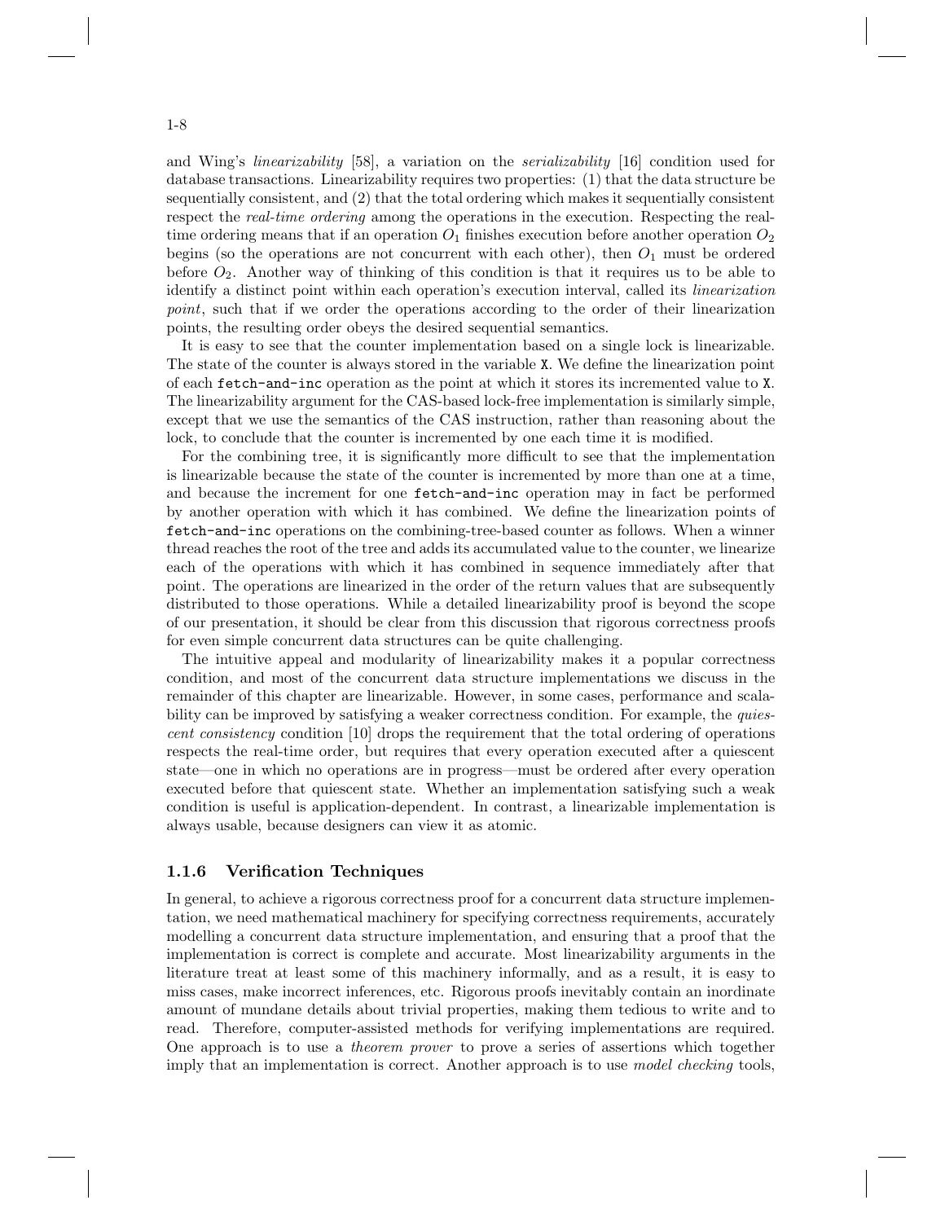and Wing's *linearizability* [58], a variation on the *serializability* [16] condition used for database transactions. Linearizability requires two properties: (1) that the data structure be sequentially consistent, and (2) that the total ordering which makes it sequentially consistent respect the *real-time ordering* among the operations in the execution. Respecting the real-time ordering means that if an operation $O_1$ finishes execution before another operation $O_2$ begins (so the operations are not concurrent with each other), then $O_1$ must be ordered before $O_2$. Another way of thinking of this condition is that it requires us to be able to identify a distinct point within each operation's execution interval, called its *linearization point*, such that if we order the operations according to the order of their linearization points, the resulting order obeys the desired sequential semantics.

It is easy to see that the counter implementation based on a single lock is linearizable. The state of the counter is always stored in the variable `X`. We define the linearization point of each `fetch-and-inc` operation as the point at which it stores its incremented value to `X`. The linearizability argument for the CAS-based lock-free implementation is similarly simple, except that we use the semantics of the CAS instruction, rather than reasoning about the lock, to conclude that the counter is incremented by one each time it is modified.

For the combining tree, it is significantly more difficult to see that the implementation is linearizable because the state of the counter is incremented by more than one at a time, and because the increment for one `fetch-and-inc` operation may in fact be performed by another operation with which it has combined. We define the linearization points of `fetch-and-inc` operations on the combining-tree-based counter as follows. When a winner thread reaches the root of the tree and adds its accumulated value to the counter, we linearize each of the operations with which it has combined in sequence immediately after that point. The operations are linearized in the order of the return values that are subsequently distributed to those operations. While a detailed linearizability proof is beyond the scope of our presentation, it should be clear from this discussion that rigorous correctness proofs for even simple concurrent data structures can be quite challenging.

The intuitive appeal and modularity of linearizability makes it a popular correctness condition, and most of the concurrent data structure implementations we discuss in the remainder of this chapter are linearizable. However, in some cases, performance and scalability can be improved by satisfying a weaker correctness condition. For example, the *quiescent consistency* condition [10] drops the requirement that the total ordering of operations respects the real-time order, but requires that every operation executed after a quiescent state—one in which no operations are in progress—must be ordered after every operation executed before that quiescent state. Whether an implementation satisfying such a weak condition is useful is application-dependent. In contrast, a linearizable implementation is always usable, because designers can view it as atomic.

### 1.1.6 Verification Techniques

In general, to achieve a rigorous correctness proof for a concurrent data structure implementation, we need mathematical machinery for specifying correctness requirements, accurately modelling a concurrent data structure implementation, and ensuring that a proof that the implementation is correct is complete and accurate. Most linearizability arguments in the literature treat at least some of this machinery informally, and as a result, it is easy to miss cases, make incorrect inferences, etc. Rigorous proofs inevitably contain an inordinate amount of mundane details about trivial properties, making them tedious to write and to read. Therefore, computer-assisted methods for verifying implementations are required. One approach is to use a *theorem prover* to prove a series of assertions which together imply that an implementation is correct. Another approach is to use *model checking* tools,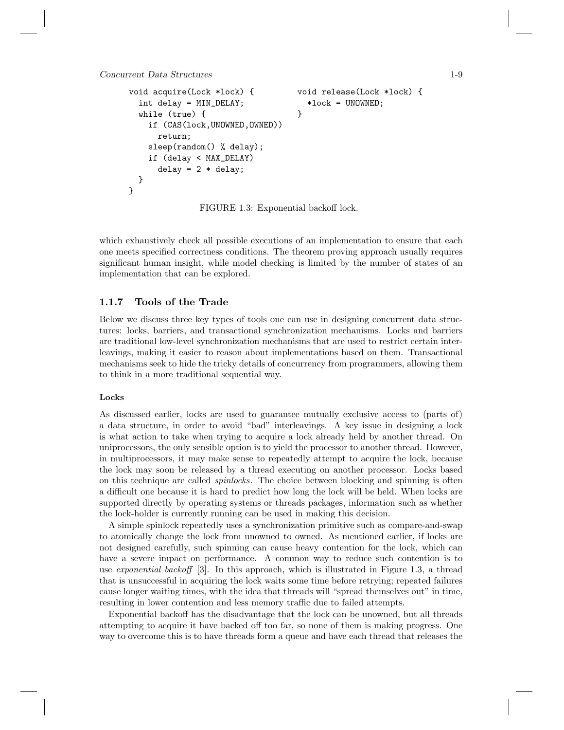```
void acquire(Lock *lock) {
  int delay = MIN_DELAY;
  while (true) {
    if (CAS(lock,UNOWNED,OWNED))
      return;
    sleep(random() % delay);
    if (delay < MAX_DELAY)
      delay = 2 * delay;
  }
}
```

```
void release(Lock *lock) {
  *lock = UNOWNED;
}
```

FIGURE 1.3: Exponential backoff lock.

which exhaustively check all possible executions of an implementation to ensure that each one meets specified correctness conditions. The theorem proving approach usually requires significant human insight, while model checking is limited by the number of states of an implementation that can be explored.

### 1.1.7 Tools of the Trade

Below we discuss three key types of tools one can use in designing concurrent data structures: locks, barriers, and transactional synchronization mechanisms. Locks and barriers are traditional low-level synchronization mechanisms that are used to restrict certain interleavings, making it easier to reason about implementations based on them. Transactional mechanisms seek to hide the tricky details of concurrency from programmers, allowing them to think in a more traditional sequential way.

#### Locks

As discussed earlier, locks are used to guarantee mutually exclusive access to (parts of) a data structure, in order to avoid "bad" interleavings. A key issue in designing a lock is what action to take when trying to acquire a lock already held by another thread. On uniprocessors, the only sensible option is to yield the processor to another thread. However, in multiprocessors, it may make sense to repeatedly attempt to acquire the lock, because the lock may soon be released by a thread executing on another processor. Locks based on this technique are called *spinlocks*. The choice between blocking and spinning is often a difficult one because it is hard to predict how long the lock will be held. When locks are supported directly by operating systems or threads packages, information such as whether the lock-holder is currently running can be used in making this decision.

A simple spinlock repeatedly uses a synchronization primitive such as compare-and-swap to atomically change the lock from unowned to owned. As mentioned earlier, if locks are not designed carefully, such spinning can cause heavy contention for the lock, which can have a severe impact on performance. A common way to reduce such contention is to use *exponential backoff* [3]. In this approach, which is illustrated in Figure 1.3, a thread that is unsuccessful in acquiring the lock waits some time before retrying; repeated failures cause longer waiting times, with the idea that threads will "spread themselves out" in time, resulting in lower contention and less memory traffic due to failed attempts.

Exponential backoff has the disadvantage that the lock can be unowned, but all threads attempting to acquire it have backed off too far, so none of them is making progress. One way to overcome this is to have threads form a queue and have each thread that releases the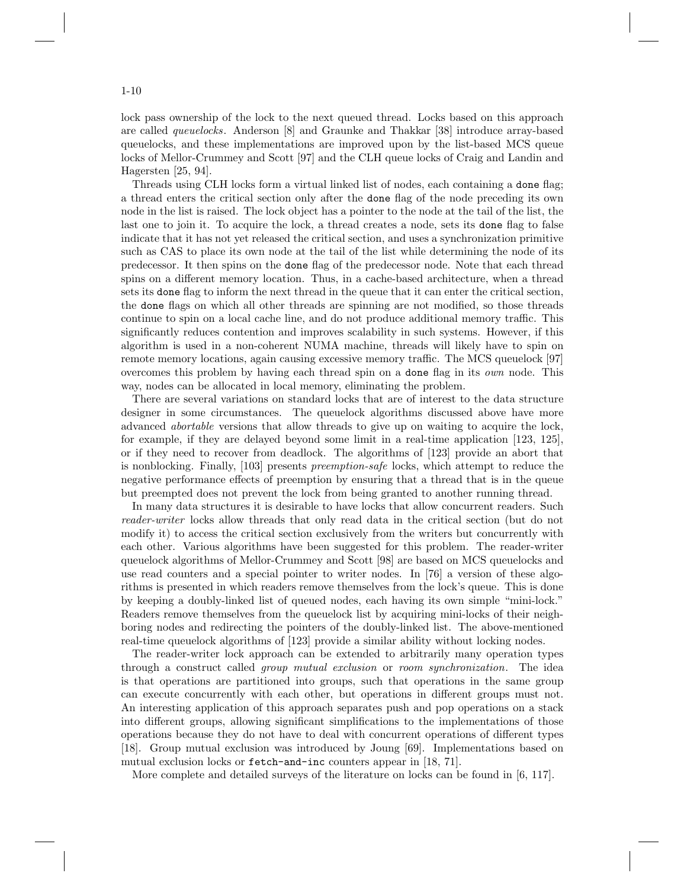lock pass ownership of the lock to the next queued thread. Locks based on this approach are called *queuelocks*. Anderson [8] and Graunke and Thakkar [38] introduce array-based queuelocks, and these implementations are improved upon by the list-based MCS queue locks of Mellor-Crummey and Scott [97] and the CLH queue locks of Craig and Landin and Hagersten [25, 94].

Threads using CLH locks form a virtual linked list of nodes, each containing a `done` flag; a thread enters the critical section only after the `done` flag of the node preceding its own node in the list is raised. The lock object has a pointer to the node at the tail of the list, the last one to join it. To acquire the lock, a thread creates a node, sets its `done` flag to false indicate that it has not yet released the critical section, and uses a synchronization primitive such as CAS to place its own node at the tail of the list while determining the node of its predecessor. It then spins on the `done` flag of the predecessor node. Note that each thread spins on a different memory location. Thus, in a cache-based architecture, when a thread sets its `done` flag to inform the next thread in the queue that it can enter the critical section, the `done` flags on which all other threads are spinning are not modified, so those threads continue to spin on a local cache line, and do not produce additional memory traffic. This significantly reduces contention and improves scalability in such systems. However, if this algorithm is used in a non-coherent NUMA machine, threads will likely have to spin on remote memory locations, again causing excessive memory traffic. The MCS queuelock [97] overcomes this problem by having each thread spin on a `done` flag in its *own* node. This way, nodes can be allocated in local memory, eliminating the problem.

There are several variations on standard locks that are of interest to the data structure designer in some circumstances. The queuelock algorithms discussed above have more advanced *abortable* versions that allow threads to give up on waiting to acquire the lock, for example, if they are delayed beyond some limit in a real-time application [123, 125], or if they need to recover from deadlock. The algorithms of [123] provide an abort that is nonblocking. Finally, [103] presents *preemption-safe* locks, which attempt to reduce the negative performance effects of preemption by ensuring that a thread that is in the queue but preempted does not prevent the lock from being granted to another running thread.

In many data structures it is desirable to have locks that allow concurrent readers. Such *reader-writer* locks allow threads that only read data in the critical section (but do not modify it) to access the critical section exclusively from the writers but concurrently with each other. Various algorithms have been suggested for this problem. The reader-writer queuelock algorithms of Mellor-Crummey and Scott [98] are based on MCS queuelocks and use read counters and a special pointer to writer nodes. In [76] a version of these algorithms is presented in which readers remove themselves from the lock's queue. This is done by keeping a doubly-linked list of queued nodes, each having its own simple "mini-lock." Readers remove themselves from the queuelock list by acquiring mini-locks of their neighboring nodes and redirecting the pointers of the doubly-linked list. The above-mentioned real-time queuelock algorithms of [123] provide a similar ability without locking nodes.

The reader-writer lock approach can be extended to arbitrarily many operation types through a construct called *group mutual exclusion* or *room synchronization*. The idea is that operations are partitioned into groups, such that operations in the same group can execute concurrently with each other, but operations in different groups must not. An interesting application of this approach separates push and pop operations on a stack into different groups, allowing significant simplifications to the implementations of those operations because they do not have to deal with concurrent operations of different types [18]. Group mutual exclusion was introduced by Joung [69]. Implementations based on mutual exclusion locks or `fetch-and-inc` counters appear in [18, 71].

More complete and detailed surveys of the literature on locks can be found in [6, 117].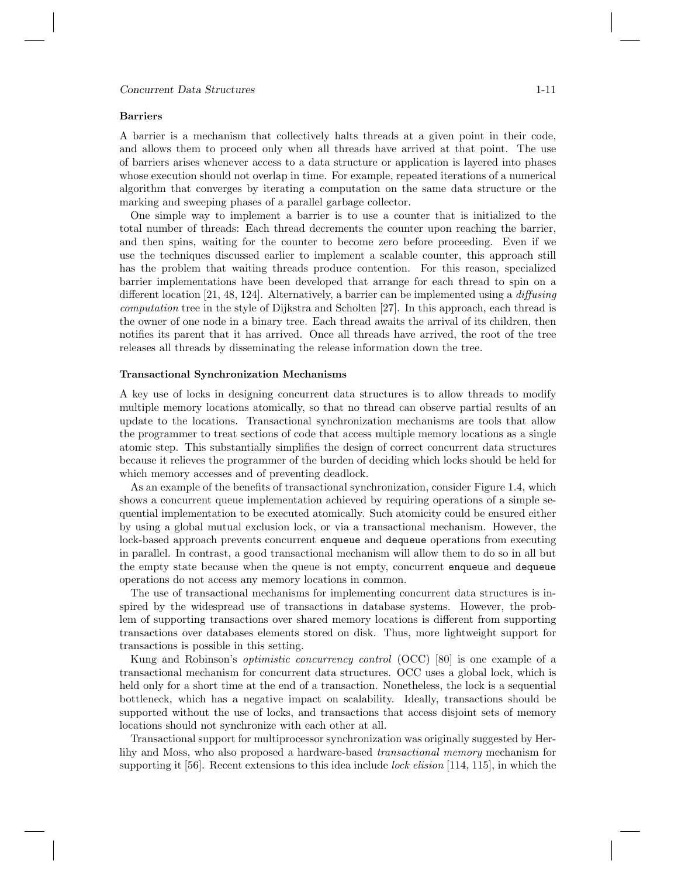### Barriers

A barrier is a mechanism that collectively halts threads at a given point in their code, and allows them to proceed only when all threads have arrived at that point. The use of barriers arises whenever access to a data structure or application is layered into phases whose execution should not overlap in time. For example, repeated iterations of a numerical algorithm that converges by iterating a computation on the same data structure or the marking and sweeping phases of a parallel garbage collector.

One simple way to implement a barrier is to use a counter that is initialized to the total number of threads: Each thread decrements the counter upon reaching the barrier, and then spins, waiting for the counter to become zero before proceeding. Even if we use the techniques discussed earlier to implement a scalable counter, this approach still has the problem that waiting threads produce contention. For this reason, specialized barrier implementations have been developed that arrange for each thread to spin on a different location [21, 48, 124]. Alternatively, a barrier can be implemented using a *diffusing computation* tree in the style of Dijkstra and Scholten [27]. In this approach, each thread is the owner of one node in a binary tree. Each thread awaits the arrival of its children, then notifies its parent that it has arrived. Once all threads have arrived, the root of the tree releases all threads by disseminating the release information down the tree.

### Transactional Synchronization Mechanisms

A key use of locks in designing concurrent data structures is to allow threads to modify multiple memory locations atomically, so that no thread can observe partial results of an update to the locations. Transactional synchronization mechanisms are tools that allow the programmer to treat sections of code that access multiple memory locations as a single atomic step. This substantially simplifies the design of correct concurrent data structures because it relieves the programmer of the burden of deciding which locks should be held for which memory accesses and of preventing deadlock.

As an example of the benefits of transactional synchronization, consider Figure 1.4, which shows a concurrent queue implementation achieved by requiring operations of a simple sequential implementation to be executed atomically. Such atomicity could be ensured either by using a global mutual exclusion lock, or via a transactional mechanism. However, the lock-based approach prevents concurrent `enqueue` and `dequeue` operations from executing in parallel. In contrast, a good transactional mechanism will allow them to do so in all but the empty state because when the queue is not empty, concurrent `enqueue` and `dequeue` operations do not access any memory locations in common.

The use of transactional mechanisms for implementing concurrent data structures is inspired by the widespread use of transactions in database systems. However, the problem of supporting transactions over shared memory locations is different from supporting transactions over databases elements stored on disk. Thus, more lightweight support for transactions is possible in this setting.

Kung and Robinson's *optimistic concurrency control* (OCC) [80] is one example of a transactional mechanism for concurrent data structures. OCC uses a global lock, which is held only for a short time at the end of a transaction. Nonetheless, the lock is a sequential bottleneck, which has a negative impact on scalability. Ideally, transactions should be supported without the use of locks, and transactions that access disjoint sets of memory locations should not synchronize with each other at all.

Transactional support for multiprocessor synchronization was originally suggested by Herlihy and Moss, who also proposed a hardware-based *transactional memory* mechanism for supporting it [56]. Recent extensions to this idea include *lock elision* [114, 115], in which the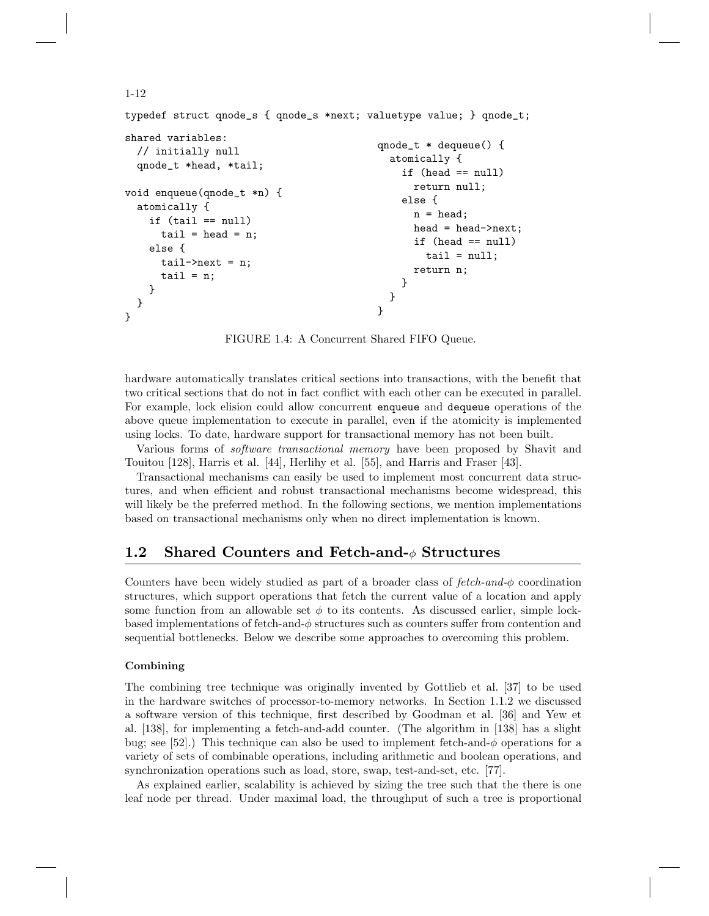```
typedef struct qnode_s { qnode_s *next; valuetype value; } qnode_t;

shared variables:
  // initially null
  qnode_t *head, *tail;

void enqueue(qnode_t *n) {
  atomically {
    if (tail == null)
      tail = head = n;
    else {
      tail->next = n;
      tail = n;
    }
  }
}

qnode_t * dequeue() {
  atomically {
    if (head == null)
      return null;
    else {
      n = head;
      head = head->next;
      if (head == null)
        tail = null;
      return n;
    }
  }
}
```

FIGURE 1.4: A Concurrent Shared FIFO Queue.

hardware automatically translates critical sections into transactions, with the benefit that two critical sections that do not in fact conflict with each other can be executed in parallel. For example, lock elision could allow concurrent `enqueue` and `dequeue` operations of the above queue implementation to execute in parallel, even if the atomicity is implemented using locks. To date, hardware support for transactional memory has not been built.

Various forms of *software transactional memory* have been proposed by Shavit and Touitou [128], Harris et al. [44], Herlihy et al. [55], and Harris and Fraser [43].

Transactional mechanisms can easily be used to implement most concurrent data structures, and when efficient and robust transactional mechanisms become widespread, this will likely be the preferred method. In the following sections, we mention implementations based on transactional mechanisms only when no direct implementation is known.

## 1.2 Shared Counters and Fetch-and-$\phi$ Structures

Counters have been widely studied as part of a broader class of *fetch-and-$\phi$* coordination structures, which support operations that fetch the current value of a location and apply some function from an allowable set $\phi$ to its contents. As discussed earlier, simple lock-based implementations of fetch-and-$\phi$ structures such as counters suffer from contention and sequential bottlenecks. Below we describe some approaches to overcoming this problem.

**Combining**

The combining tree technique was originally invented by Gottlieb et al. [37] to be used in the hardware switches of processor-to-memory networks. In Section 1.1.2 we discussed a software version of this technique, first described by Goodman et al. [36] and Yew et al. [138], for implementing a fetch-and-add counter. (The algorithm in [138] has a slight bug; see [52].) This technique can also be used to implement fetch-and-$\phi$ operations for a variety of sets of combinable operations, including arithmetic and boolean operations, and synchronization operations such as load, store, swap, test-and-set, etc. [77].

As explained earlier, scalability is achieved by sizing the tree such that the there is one leaf node per thread. Under maximal load, the throughput of such a tree is proportional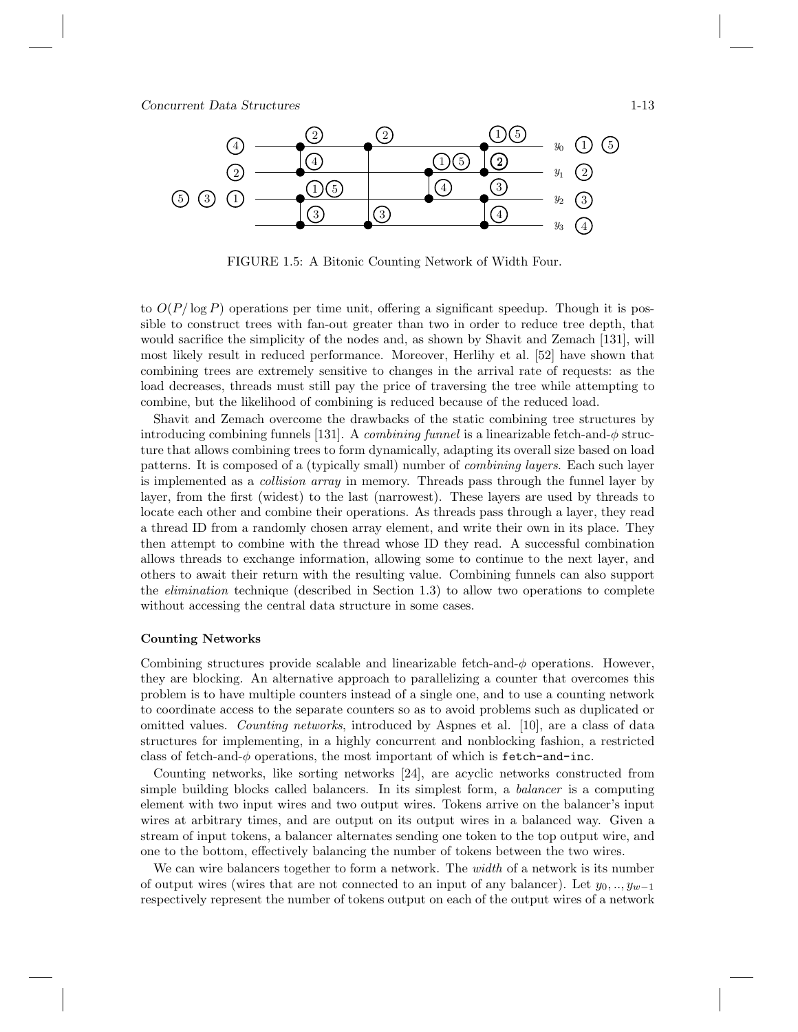FIGURE 1.5: A Bitonic Counting Network of Width Four.

to $O(P/\log P)$ operations per time unit, offering a significant speedup. Though it is possible to construct trees with fan-out greater than two in order to reduce tree depth, that would sacrifice the simplicity of the nodes and, as shown by Shavit and Zemach [131], will most likely result in reduced performance. Moreover, Herlihy et al. [52] have shown that combining trees are extremely sensitive to changes in the arrival rate of requests: as the load decreases, threads must still pay the price of traversing the tree while attempting to combine, but the likelihood of combining is reduced because of the reduced load.

Shavit and Zemach overcome the drawbacks of the static combining tree structures by introducing combining funnels [131]. A *combining funnel* is a linearizable fetch-and-$\phi$ structure that allows combining trees to form dynamically, adapting its overall size based on load patterns. It is composed of a (typically small) number of *combining layers*. Each such layer is implemented as a *collision array* in memory. Threads pass through the funnel layer by layer, from the first (widest) to the last (narrowest). These layers are used by threads to locate each other and combine their operations. As threads pass through a layer, they read a thread ID from a randomly chosen array element, and write their own in its place. They then attempt to combine with the thread whose ID they read. A successful combination allows threads to exchange information, allowing some to continue to the next layer, and others to await their return with the resulting value. Combining funnels can also support the *elimination* technique (described in Section 1.3) to allow two operations to complete without accessing the central data structure in some cases.

**Counting Networks**

Combining structures provide scalable and linearizable fetch-and-$\phi$ operations. However, they are blocking. An alternative approach to parallelizing a counter that overcomes this problem is to have multiple counters instead of a single one, and to use a counting network to coordinate access to the separate counters so as to avoid problems such as duplicated or omitted values. *Counting networks*, introduced by Aspnes et al. [10], are a class of data structures for implementing, in a highly concurrent and nonblocking fashion, a restricted class of fetch-and-$\phi$ operations, the most important of which is `fetch-and-inc`.

Counting networks, like sorting networks [24], are acyclic networks constructed from simple building blocks called balancers. In its simplest form, a *balancer* is a computing element with two input wires and two output wires. Tokens arrive on the balancer's input wires at arbitrary times, and are output on its output wires in a balanced way. Given a stream of input tokens, a balancer alternates sending one token to the top output wire, and one to the bottom, effectively balancing the number of tokens between the two wires.

We can wire balancers together to form a network. The *width* of a network is its number of output wires (wires that are not connected to an input of any balancer). Let $y_0, .., y_{w-1}$ respectively represent the number of tokens output on each of the output wires of a network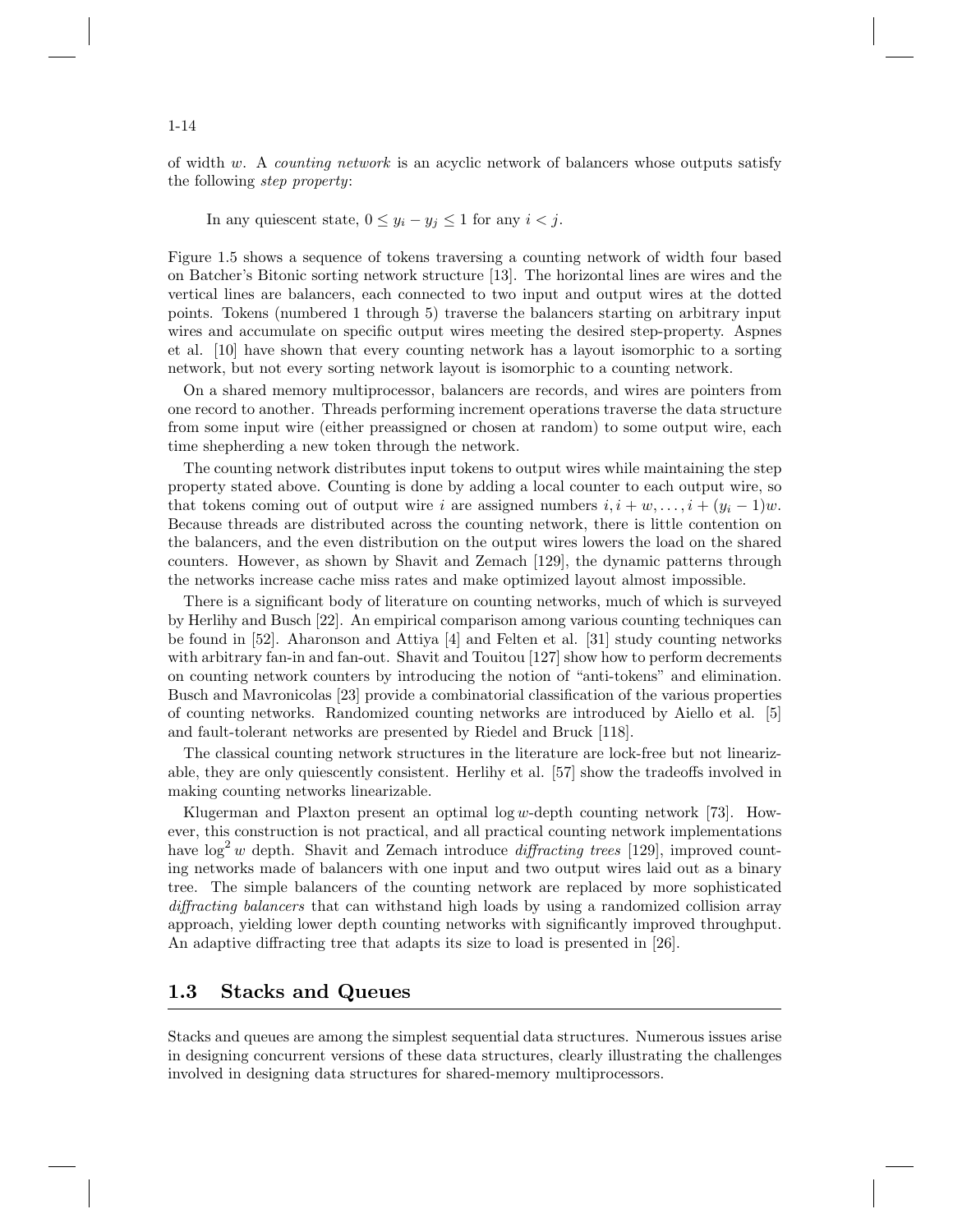of width $w$. A *counting network* is an acyclic network of balancers whose outputs satisfy the following *step property*:

In any quiescent state, $0 \leq y_i - y_j \leq 1$ for any $i < j$.

Figure 1.5 shows a sequence of tokens traversing a counting network of width four based on Batcher's Bitonic sorting network structure [13]. The horizontal lines are wires and the vertical lines are balancers, each connected to two input and output wires at the dotted points. Tokens (numbered 1 through 5) traverse the balancers starting on arbitrary input wires and accumulate on specific output wires meeting the desired step-property. Aspnes et al. [10] have shown that every counting network has a layout isomorphic to a sorting network, but not every sorting network layout is isomorphic to a counting network.

On a shared memory multiprocessor, balancers are records, and wires are pointers from one record to another. Threads performing increment operations traverse the data structure from some input wire (either preassigned or chosen at random) to some output wire, each time shepherding a new token through the network.

The counting network distributes input tokens to output wires while maintaining the step property stated above. Counting is done by adding a local counter to each output wire, so that tokens coming out of output wire $i$ are assigned numbers $i, i + w, \ldots, i + (y_i - 1)w$. Because threads are distributed across the counting network, there is little contention on the balancers, and the even distribution on the output wires lowers the load on the shared counters. However, as shown by Shavit and Zemach [129], the dynamic patterns through the networks increase cache miss rates and make optimized layout almost impossible.

There is a significant body of literature on counting networks, much of which is surveyed by Herlihy and Busch [22]. An empirical comparison among various counting techniques can be found in [52]. Aharonson and Attiya [4] and Felten et al. [31] study counting networks with arbitrary fan-in and fan-out. Shavit and Touitou [127] show how to perform decrements on counting network counters by introducing the notion of "anti-tokens" and elimination. Busch and Mavronicolas [23] provide a combinatorial classification of the various properties of counting networks. Randomized counting networks are introduced by Aiello et al. [5] and fault-tolerant networks are presented by Riedel and Bruck [118].

The classical counting network structures in the literature are lock-free but not linearizable, they are only quiescently consistent. Herlihy et al. [57] show the tradeoffs involved in making counting networks linearizable.

Klugerman and Plaxton present an optimal $\log w$-depth counting network [73]. However, this construction is not practical, and all practical counting network implementations have $\log^2 w$ depth. Shavit and Zemach introduce *diffracting trees* [129], improved counting networks made of balancers with one input and two output wires laid out as a binary tree. The simple balancers of the counting network are replaced by more sophisticated *diffracting balancers* that can withstand high loads by using a randomized collision array approach, yielding lower depth counting networks with significantly improved throughput. An adaptive diffracting tree that adapts its size to load is presented in [26].

## 1.3 Stacks and Queues

Stacks and queues are among the simplest sequential data structures. Numerous issues arise in designing concurrent versions of these data structures, clearly illustrating the challenges involved in designing data structures for shared-memory multiprocessors.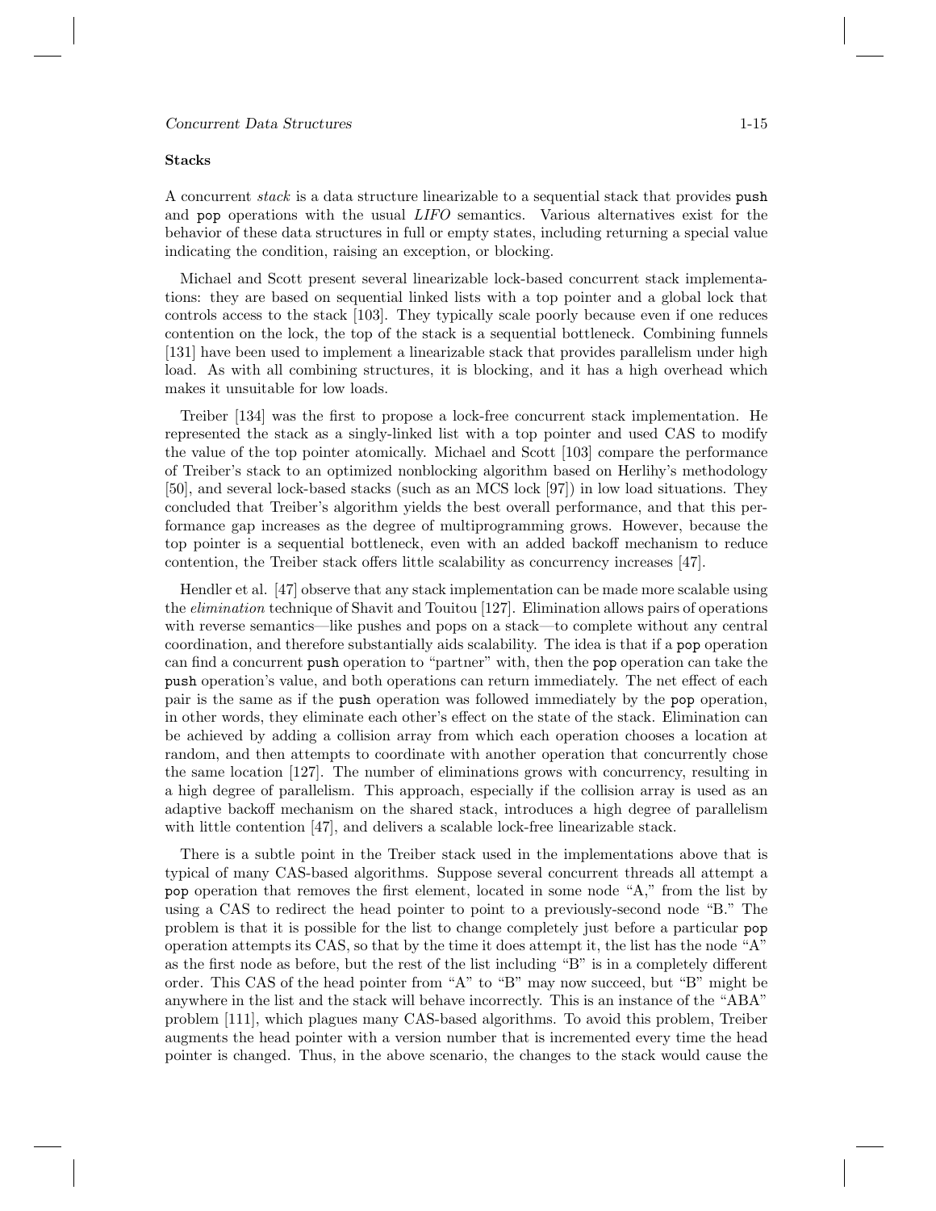### Stacks

A concurrent *stack* is a data structure linearizable to a sequential stack that provides `push` and `pop` operations with the usual *LIFO* semantics. Various alternatives exist for the behavior of these data structures in full or empty states, including returning a special value indicating the condition, raising an exception, or blocking.

Michael and Scott present several linearizable lock-based concurrent stack implementations: they are based on sequential linked lists with a top pointer and a global lock that controls access to the stack [103]. They typically scale poorly because even if one reduces contention on the lock, the top of the stack is a sequential bottleneck. Combining funnels [131] have been used to implement a linearizable stack that provides parallelism under high load. As with all combining structures, it is blocking, and it has a high overhead which makes it unsuitable for low loads.

Treiber [134] was the first to propose a lock-free concurrent stack implementation. He represented the stack as a singly-linked list with a top pointer and used CAS to modify the value of the top pointer atomically. Michael and Scott [103] compare the performance of Treiber's stack to an optimized nonblocking algorithm based on Herlihy's methodology [50], and several lock-based stacks (such as an MCS lock [97]) in low load situations. They concluded that Treiber's algorithm yields the best overall performance, and that this performance gap increases as the degree of multiprogramming grows. However, because the top pointer is a sequential bottleneck, even with an added backoff mechanism to reduce contention, the Treiber stack offers little scalability as concurrency increases [47].

Hendler et al. [47] observe that any stack implementation can be made more scalable using the *elimination* technique of Shavit and Touitou [127]. Elimination allows pairs of operations with reverse semantics—like pushes and pops on a stack—to complete without any central coordination, and therefore substantially aids scalability. The idea is that if a `pop` operation can find a concurrent `push` operation to "partner" with, then the `pop` operation can take the `push` operation's value, and both operations can return immediately. The net effect of each pair is the same as if the `push` operation was followed immediately by the `pop` operation, in other words, they eliminate each other's effect on the state of the stack. Elimination can be achieved by adding a collision array from which each operation chooses a location at random, and then attempts to coordinate with another operation that concurrently chose the same location [127]. The number of eliminations grows with concurrency, resulting in a high degree of parallelism. This approach, especially if the collision array is used as an adaptive backoff mechanism on the shared stack, introduces a high degree of parallelism with little contention [47], and delivers a scalable lock-free linearizable stack.

There is a subtle point in the Treiber stack used in the implementations above that is typical of many CAS-based algorithms. Suppose several concurrent threads all attempt a `pop` operation that removes the first element, located in some node "A," from the list by using a CAS to redirect the head pointer to point to a previously-second node "B." The problem is that it is possible for the list to change completely just before a particular `pop` operation attempts its CAS, so that by the time it does attempt it, the list has the node "A" as the first node as before, but the rest of the list including "B" is in a completely different order. This CAS of the head pointer from "A" to "B" may now succeed, but "B" might be anywhere in the list and the stack will behave incorrectly. This is an instance of the "ABA" problem [111], which plagues many CAS-based algorithms. To avoid this problem, Treiber augments the head pointer with a version number that is incremented every time the head pointer is changed. Thus, in the above scenario, the changes to the stack would cause the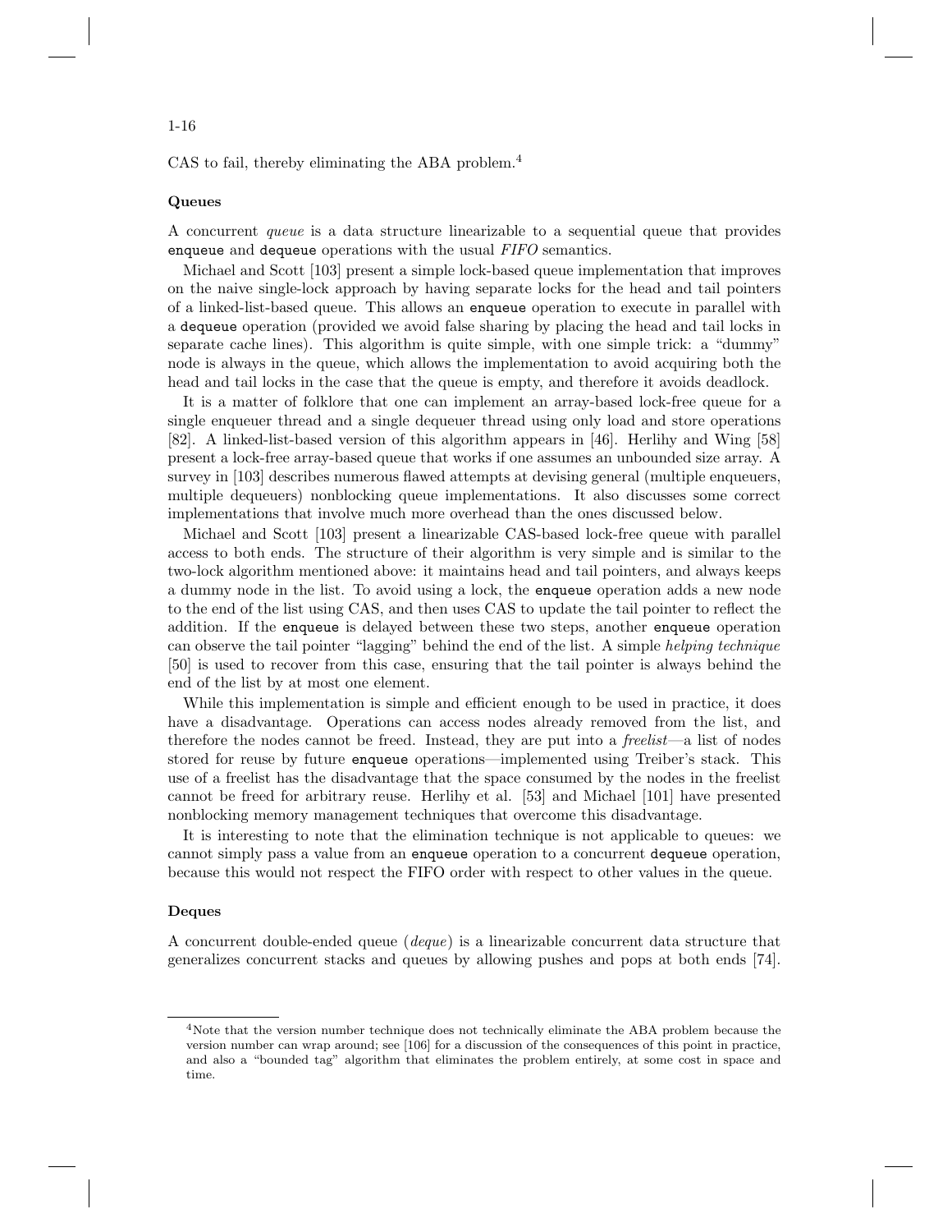CAS to fail, thereby eliminating the ABA problem.[4]

**Queues**

A concurrent *queue* is a data structure linearizable to a sequential queue that provides `enqueue` and `dequeue` operations with the usual *FIFO* semantics.

Michael and Scott [103] present a simple lock-based queue implementation that improves on the naive single-lock approach by having separate locks for the head and tail pointers of a linked-list-based queue. This allows an `enqueue` operation to execute in parallel with a `dequeue` operation (provided we avoid false sharing by placing the head and tail locks in separate cache lines). This algorithm is quite simple, with one simple trick: a "dummy" node is always in the queue, which allows the implementation to avoid acquiring both the head and tail locks in the case that the queue is empty, and therefore it avoids deadlock.

It is a matter of folklore that one can implement an array-based lock-free queue for a single enqueuer thread and a single dequeuer thread using only load and store operations [82]. A linked-list-based version of this algorithm appears in [46]. Herlihy and Wing [58] present a lock-free array-based queue that works if one assumes an unbounded size array. A survey in [103] describes numerous flawed attempts at devising general (multiple enqueuers, multiple dequeuers) nonblocking queue implementations. It also discusses some correct implementations that involve much more overhead than the ones discussed below.

Michael and Scott [103] present a linearizable CAS-based lock-free queue with parallel access to both ends. The structure of their algorithm is very simple and is similar to the two-lock algorithm mentioned above: it maintains head and tail pointers, and always keeps a dummy node in the list. To avoid using a lock, the `enqueue` operation adds a new node to the end of the list using CAS, and then uses CAS to update the tail pointer to reflect the addition. If the `enqueue` is delayed between these two steps, another `enqueue` operation can observe the tail pointer "lagging" behind the end of the list. A simple *helping technique* [50] is used to recover from this case, ensuring that the tail pointer is always behind the end of the list by at most one element.

While this implementation is simple and efficient enough to be used in practice, it does have a disadvantage. Operations can access nodes already removed from the list, and therefore the nodes cannot be freed. Instead, they are put into a *freelist*—a list of nodes stored for reuse by future `enqueue` operations—implemented using Treiber's stack. This use of a freelist has the disadvantage that the space consumed by the nodes in the freelist cannot be freed for arbitrary reuse. Herlihy et al. [53] and Michael [101] have presented nonblocking memory management techniques that overcome this disadvantage.

It is interesting to note that the elimination technique is not applicable to queues: we cannot simply pass a value from an `enqueue` operation to a concurrent `dequeue` operation, because this would not respect the FIFO order with respect to other values in the queue.

**Deques**

A concurrent double-ended queue (*deque*) is a linearizable concurrent data structure that generalizes concurrent stacks and queues by allowing pushes and pops at both ends [74].

---

[4] Note that the version number technique does not technically eliminate the ABA problem because the version number can wrap around; see [106] for a discussion of the consequences of this point in practice, and also a "bounded tag" algorithm that eliminates the problem entirely, at some cost in space and time.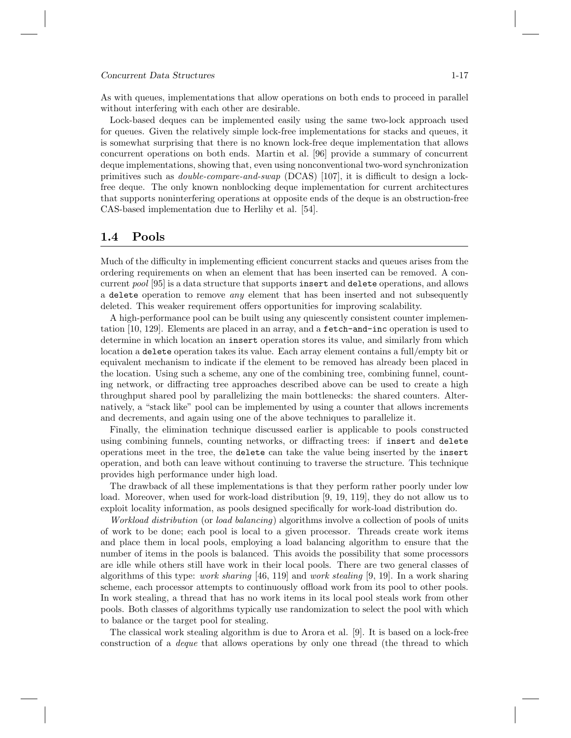As with queues, implementations that allow operations on both ends to proceed in parallel without interfering with each other are desirable.

Lock-based deques can be implemented easily using the same two-lock approach used for queues. Given the relatively simple lock-free implementations for stacks and queues, it is somewhat surprising that there is no known lock-free deque implementation that allows concurrent operations on both ends. Martin et al. [96] provide a summary of concurrent deque implementations, showing that, even using nonconventional two-word synchronization primitives such as *double-compare-and-swap* (DCAS) [107], it is difficult to design a lock-free deque. The only known nonblocking deque implementation for current architectures that supports noninterfering operations at opposite ends of the deque is an obstruction-free CAS-based implementation due to Herlihy et al. [54].

## 1.4 Pools

Much of the difficulty in implementing efficient concurrent stacks and queues arises from the ordering requirements on when an element that has been inserted can be removed. A concurrent *pool* [95] is a data structure that supports `insert` and `delete` operations, and allows a `delete` operation to remove *any* element that has been inserted and not subsequently deleted. This weaker requirement offers opportunities for improving scalability.

A high-performance pool can be built using any quiescently consistent counter implementation [10, 129]. Elements are placed in an array, and a `fetch-and-inc` operation is used to determine in which location an `insert` operation stores its value, and similarly from which location a `delete` operation takes its value. Each array element contains a full/empty bit or equivalent mechanism to indicate if the element to be removed has already been placed in the location. Using such a scheme, any one of the combining tree, combining funnel, counting network, or diffracting tree approaches described above can be used to create a high throughput shared pool by parallelizing the main bottlenecks: the shared counters. Alternatively, a "stack like" pool can be implemented by using a counter that allows increments and decrements, and again using one of the above techniques to parallelize it.

Finally, the elimination technique discussed earlier is applicable to pools constructed using combining funnels, counting networks, or diffracting trees: if `insert` and `delete` operations meet in the tree, the `delete` can take the value being inserted by the `insert` operation, and both can leave without continuing to traverse the structure. This technique provides high performance under high load.

The drawback of all these implementations is that they perform rather poorly under low load. Moreover, when used for work-load distribution [9, 19, 119], they do not allow us to exploit locality information, as pools designed specifically for work-load distribution do.

*Workload distribution* (or *load balancing*) algorithms involve a collection of pools of units of work to be done; each pool is local to a given processor. Threads create work items and place them in local pools, employing a load balancing algorithm to ensure that the number of items in the pools is balanced. This avoids the possibility that some processors are idle while others still have work in their local pools. There are two general classes of algorithms of this type: *work sharing* [46, 119] and *work stealing* [9, 19]. In a work sharing scheme, each processor attempts to continuously offload work from its pool to other pools. In work stealing, a thread that has no work items in its local pool steals work from other pools. Both classes of algorithms typically use randomization to select the pool with which to balance or the target pool for stealing.

The classical work stealing algorithm is due to Arora et al. [9]. It is based on a lock-free construction of a *deque* that allows operations by only one thread (the thread to which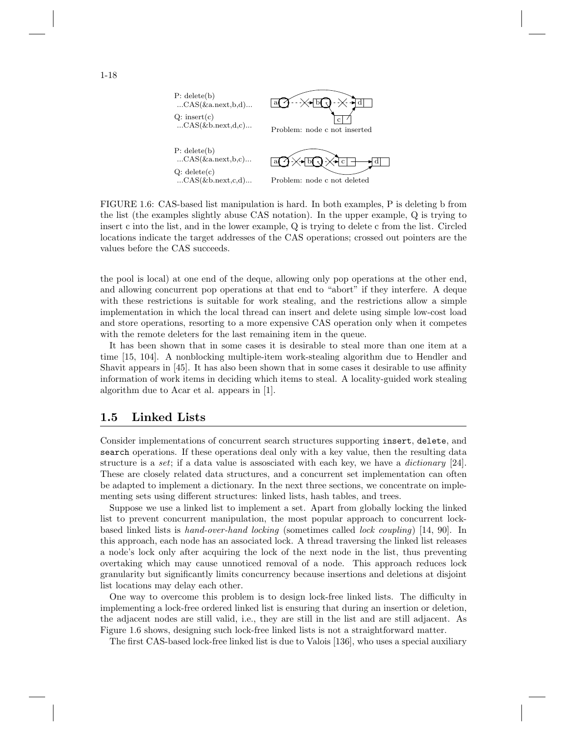P: delete(b)
...CAS(&a.next,b,d)...

Q: insert(c)
...CAS(&b.next,d,c)...

Problem: node c not inserted

P: delete(b)
...CAS(&a.next,b,c)...

Q: delete(c)
...CAS(&b.next,c,d)...

Problem: node c not deleted

FIGURE 1.6: CAS-based list manipulation is hard. In both examples, P is deleting b from the list (the examples slightly abuse CAS notation). In the upper example, Q is trying to insert c into the list, and in the lower example, Q is trying to delete c from the list. Circled locations indicate the target addresses of the CAS operations; crossed out pointers are the values before the CAS succeeds.

the pool is local) at one end of the deque, allowing only pop operations at the other end, and allowing concurrent pop operations at that end to "abort" if they interfere. A deque with these restrictions is suitable for work stealing, and the restrictions allow a simple implementation in which the local thread can insert and delete using simple low-cost load and store operations, resorting to a more expensive CAS operation only when it competes with the remote deleters for the last remaining item in the queue.

It has been shown that in some cases it is desirable to steal more than one item at a time [15, 104]. A nonblocking multiple-item work-stealing algorithm due to Hendler and Shavit appears in [45]. It has also been shown that in some cases it desirable to use affinity information of work items in deciding which items to steal. A locality-guided work stealing algorithm due to Acar et al. appears in [1].

## 1.5 Linked Lists

Consider implementations of concurrent search structures supporting `insert`, `delete`, and `search` operations. If these operations deal only with a key value, then the resulting data structure is a *set*; if a data value is assosciated with each key, we have a *dictionary* [24]. These are closely related data structures, and a concurrent set implementation can often be adapted to implement a dictionary. In the next three sections, we concentrate on implementing sets using different structures: linked lists, hash tables, and trees.

Suppose we use a linked list to implement a set. Apart from globally locking the linked list to prevent concurrent manipulation, the most popular approach to concurrent lock-based linked lists is *hand-over-hand locking* (sometimes called *lock coupling*) [14, 90]. In this approach, each node has an associated lock. A thread traversing the linked list releases a node's lock only after acquiring the lock of the next node in the list, thus preventing overtaking which may cause unnoticed removal of a node. This approach reduces lock granularity but significantly limits concurrency because insertions and deletions at disjoint list locations may delay each other.

One way to overcome this problem is to design lock-free linked lists. The difficulty in implementing a lock-free ordered linked list is ensuring that during an insertion or deletion, the adjacent nodes are still valid, i.e., they are still in the list and are still adjacent. As Figure 1.6 shows, designing such lock-free linked lists is not a straightforward matter.

The first CAS-based lock-free linked list is due to Valois [136], who uses a special auxiliary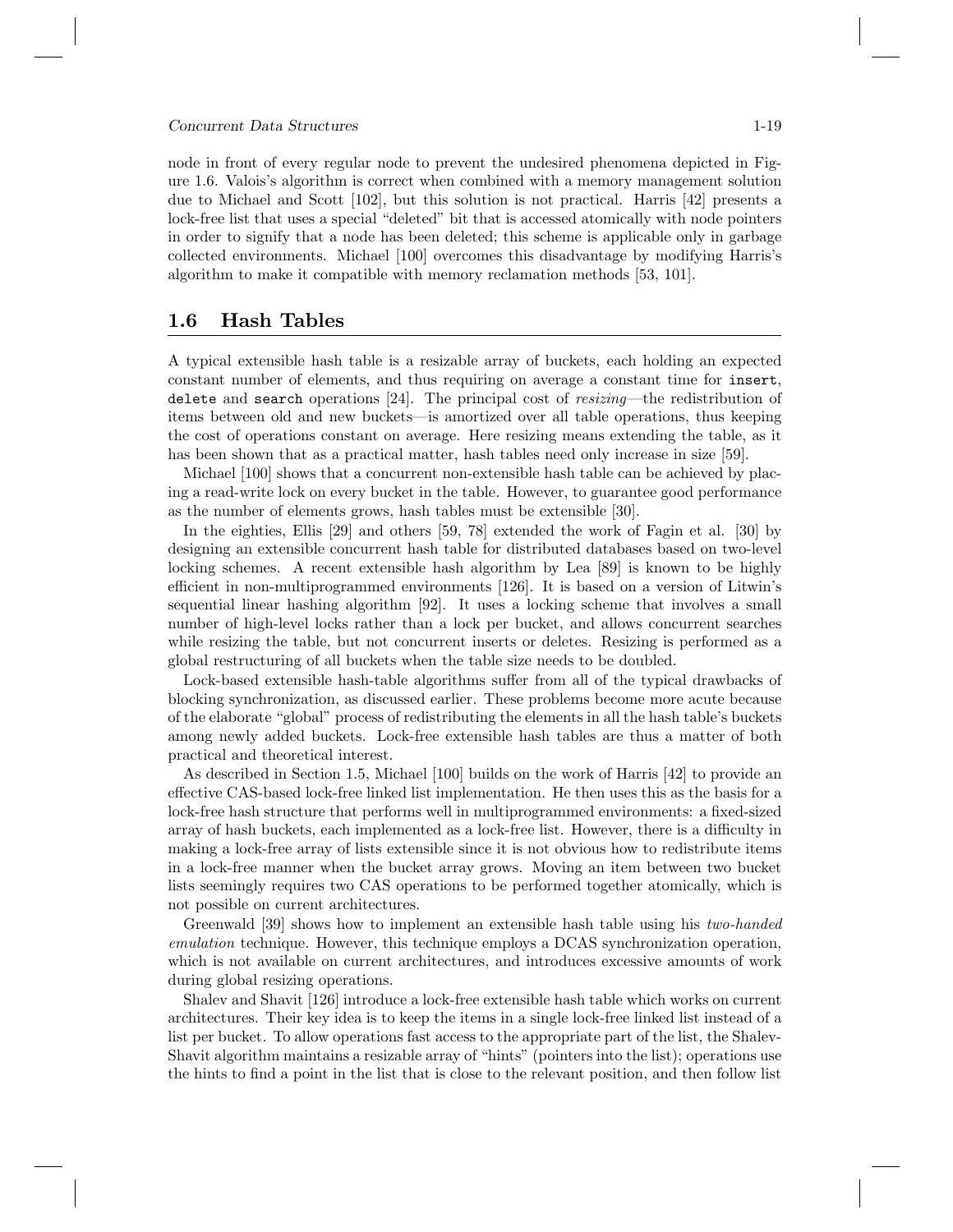node in front of every regular node to prevent the undesired phenomena depicted in Figure 1.6. Valois's algorithm is correct when combined with a memory management solution due to Michael and Scott [102], but this solution is not practical. Harris [42] presents a lock-free list that uses a special "deleted" bit that is accessed atomically with node pointers in order to signify that a node has been deleted; this scheme is applicable only in garbage collected environments. Michael [100] overcomes this disadvantage by modifying Harris's algorithm to make it compatible with memory reclamation methods [53, 101].

## 1.6 Hash Tables

A typical extensible hash table is a resizable array of buckets, each holding an expected constant number of elements, and thus requiring on average a constant time for `insert`, `delete` and `search` operations [24]. The principal cost of *resizing*—the redistribution of items between old and new buckets—is amortized over all table operations, thus keeping the cost of operations constant on average. Here resizing means extending the table, as it has been shown that as a practical matter, hash tables need only increase in size [59].

Michael [100] shows that a concurrent non-extensible hash table can be achieved by placing a read-write lock on every bucket in the table. However, to guarantee good performance as the number of elements grows, hash tables must be extensible [30].

In the eighties, Ellis [29] and others [59, 78] extended the work of Fagin et al. [30] by designing an extensible concurrent hash table for distributed databases based on two-level locking schemes. A recent extensible hash algorithm by Lea [89] is known to be highly efficient in non-multiprogrammed environments [126]. It is based on a version of Litwin's sequential linear hashing algorithm [92]. It uses a locking scheme that involves a small number of high-level locks rather than a lock per bucket, and allows concurrent searches while resizing the table, but not concurrent inserts or deletes. Resizing is performed as a global restructuring of all buckets when the table size needs to be doubled.

Lock-based extensible hash-table algorithms suffer from all of the typical drawbacks of blocking synchronization, as discussed earlier. These problems become more acute because of the elaborate "global" process of redistributing the elements in all the hash table's buckets among newly added buckets. Lock-free extensible hash tables are thus a matter of both practical and theoretical interest.

As described in Section 1.5, Michael [100] builds on the work of Harris [42] to provide an effective CAS-based lock-free linked list implementation. He then uses this as the basis for a lock-free hash structure that performs well in multiprogrammed environments: a fixed-sized array of hash buckets, each implemented as a lock-free list. However, there is a difficulty in making a lock-free array of lists extensible since it is not obvious how to redistribute items in a lock-free manner when the bucket array grows. Moving an item between two bucket lists seemingly requires two CAS operations to be performed together atomically, which is not possible on current architectures.

Greenwald [39] shows how to implement an extensible hash table using his *two-handed emulation* technique. However, this technique employs a DCAS synchronization operation, which is not available on current architectures, and introduces excessive amounts of work during global resizing operations.

Shalev and Shavit [126] introduce a lock-free extensible hash table which works on current architectures. Their key idea is to keep the items in a single lock-free linked list instead of a list per bucket. To allow operations fast access to the appropriate part of the list, the Shalev-Shavit algorithm maintains a resizable array of "hints" (pointers into the list); operations use the hints to find a point in the list that is close to the relevant position, and then follow list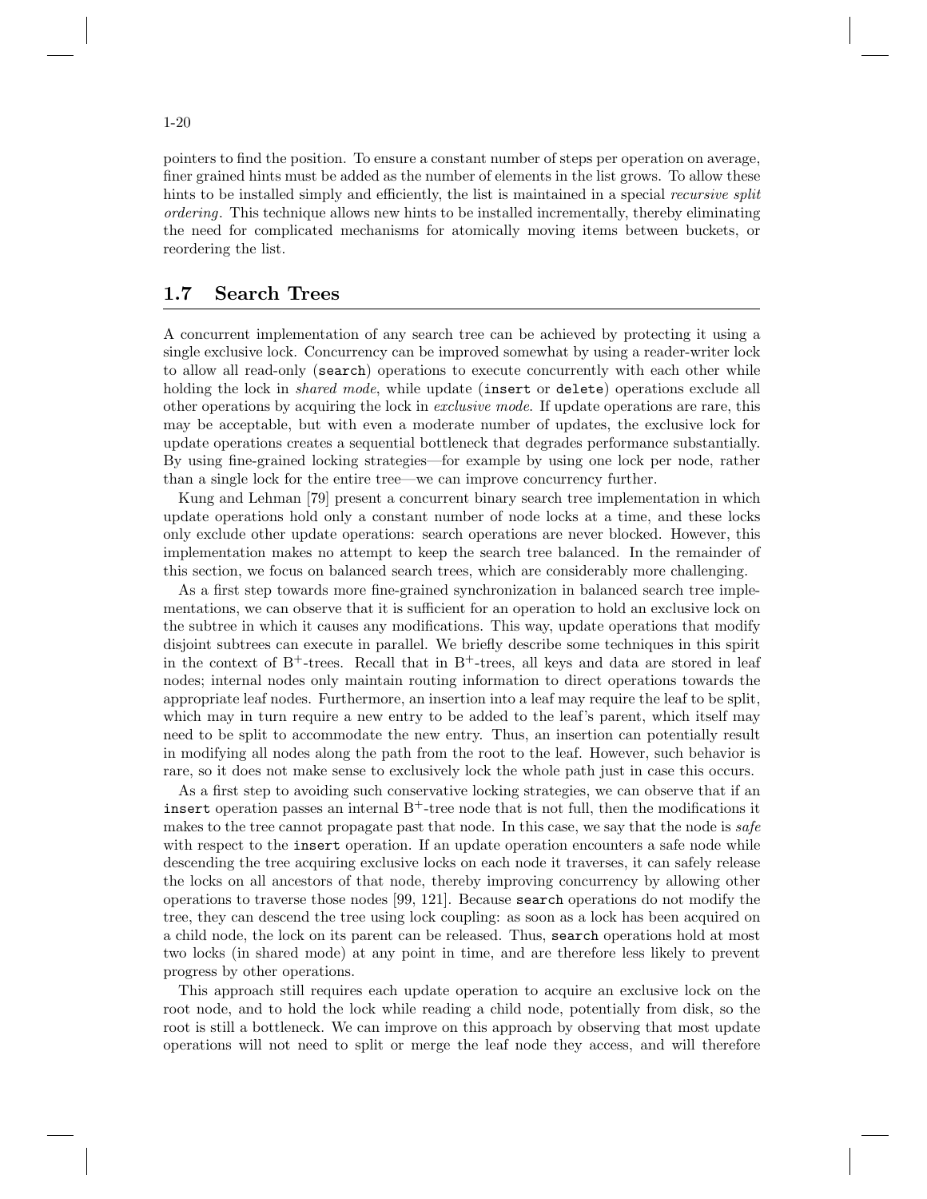pointers to find the position. To ensure a constant number of steps per operation on average, finer grained hints must be added as the number of elements in the list grows. To allow these hints to be installed simply and efficiently, the list is maintained in a special *recursive split ordering*. This technique allows new hints to be installed incrementally, thereby eliminating the need for complicated mechanisms for atomically moving items between buckets, or reordering the list.

## 1.7 Search Trees

A concurrent implementation of any search tree can be achieved by protecting it using a single exclusive lock. Concurrency can be improved somewhat by using a reader-writer lock to allow all read-only (`search`) operations to execute concurrently with each other while holding the lock in *shared mode*, while update (`insert` or `delete`) operations exclude all other operations by acquiring the lock in *exclusive mode*. If update operations are rare, this may be acceptable, but with even a moderate number of updates, the exclusive lock for update operations creates a sequential bottleneck that degrades performance substantially. By using fine-grained locking strategies—for example by using one lock per node, rather than a single lock for the entire tree—we can improve concurrency further.

Kung and Lehman [79] present a concurrent binary search tree implementation in which update operations hold only a constant number of node locks at a time, and these locks only exclude other update operations: search operations are never blocked. However, this implementation makes no attempt to keep the search tree balanced. In the remainder of this section, we focus on balanced search trees, which are considerably more challenging.

As a first step towards more fine-grained synchronization in balanced search tree implementations, we can observe that it is sufficient for an operation to hold an exclusive lock on the subtree in which it causes any modifications. This way, update operations that modify disjoint subtrees can execute in parallel. We briefly describe some techniques in this spirit in the context of B$^+$-trees. Recall that in B$^+$-trees, all keys and data are stored in leaf nodes; internal nodes only maintain routing information to direct operations towards the appropriate leaf nodes. Furthermore, an insertion into a leaf may require the leaf to be split, which may in turn require a new entry to be added to the leaf's parent, which itself may need to be split to accommodate the new entry. Thus, an insertion can potentially result in modifying all nodes along the path from the root to the leaf. However, such behavior is rare, so it does not make sense to exclusively lock the whole path just in case this occurs.

As a first step to avoiding such conservative locking strategies, we can observe that if an `insert` operation passes an internal B$^+$-tree node that is not full, then the modifications it makes to the tree cannot propagate past that node. In this case, we say that the node is *safe* with respect to the `insert` operation. If an update operation encounters a safe node while descending the tree acquiring exclusive locks on each node it traverses, it can safely release the locks on all ancestors of that node, thereby improving concurrency by allowing other operations to traverse those nodes [99, 121]. Because `search` operations do not modify the tree, they can descend the tree using lock coupling: as soon as a lock has been acquired on a child node, the lock on its parent can be released. Thus, `search` operations hold at most two locks (in shared mode) at any point in time, and are therefore less likely to prevent progress by other operations.

This approach still requires each update operation to acquire an exclusive lock on the root node, and to hold the lock while reading a child node, potentially from disk, so the root is still a bottleneck. We can improve on this approach by observing that most update operations will not need to split or merge the leaf node they access, and will therefore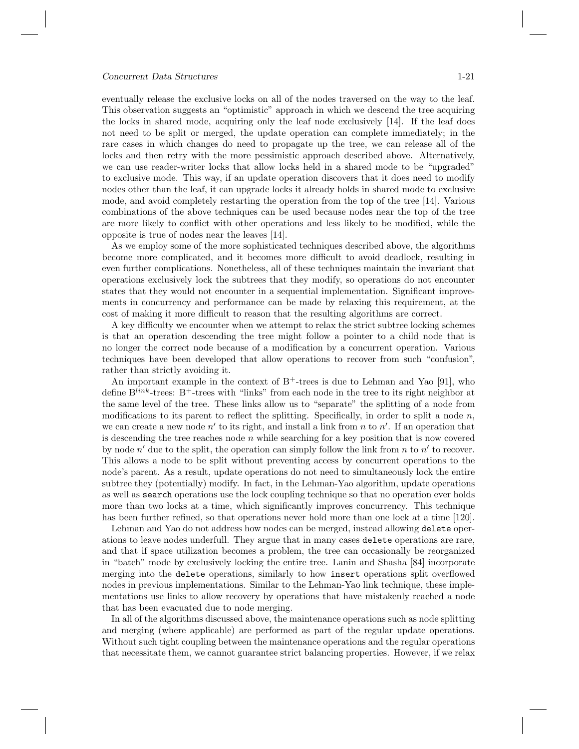eventually release the exclusive locks on all of the nodes traversed on the way to the leaf. This observation suggests an "optimistic" approach in which we descend the tree acquiring the locks in shared mode, acquiring only the leaf node exclusively [14]. If the leaf does not need to be split or merged, the update operation can complete immediately; in the rare cases in which changes do need to propagate up the tree, we can release all of the locks and then retry with the more pessimistic approach described above. Alternatively, we can use reader-writer locks that allow locks held in a shared mode to be "upgraded" to exclusive mode. This way, if an update operation discovers that it does need to modify nodes other than the leaf, it can upgrade locks it already holds in shared mode to exclusive mode, and avoid completely restarting the operation from the top of the tree [14]. Various combinations of the above techniques can be used because nodes near the top of the tree are more likely to conflict with other operations and less likely to be modified, while the opposite is true of nodes near the leaves [14].

As we employ some of the more sophisticated techniques described above, the algorithms become more complicated, and it becomes more difficult to avoid deadlock, resulting in even further complications. Nonetheless, all of these techniques maintain the invariant that operations exclusively lock the subtrees that they modify, so operations do not encounter states that they would not encounter in a sequential implementation. Significant improvements in concurrency and performance can be made by relaxing this requirement, at the cost of making it more difficult to reason that the resulting algorithms are correct.

A key difficulty we encounter when we attempt to relax the strict subtree locking schemes is that an operation descending the tree might follow a pointer to a child node that is no longer the correct node because of a modification by a concurrent operation. Various techniques have been developed that allow operations to recover from such "confusion", rather than strictly avoiding it.

An important example in the context of B$^+$-trees is due to Lehman and Yao [91], who define B$^{link}$-trees: B$^+$-trees with "links" from each node in the tree to its right neighbor at the same level of the tree. These links allow us to "separate" the splitting of a node from modifications to its parent to reflect the splitting. Specifically, in order to split a node $n$, we can create a new node $n'$ to its right, and install a link from $n$ to $n'$. If an operation that is descending the tree reaches node $n$ while searching for a key position that is now covered by node $n'$ due to the split, the operation can simply follow the link from $n$ to $n'$ to recover. This allows a node to be split without preventing access by concurrent operations to the node's parent. As a result, update operations do not need to simultaneously lock the entire subtree they (potentially) modify. In fact, in the Lehman-Yao algorithm, update operations as well as `search` operations use the lock coupling technique so that no operation ever holds more than two locks at a time, which significantly improves concurrency. This technique has been further refined, so that operations never hold more than one lock at a time [120].

Lehman and Yao do not address how nodes can be merged, instead allowing `delete` operations to leave nodes underfull. They argue that in many cases `delete` operations are rare, and that if space utilization becomes a problem, the tree can occasionally be reorganized in "batch" mode by exclusively locking the entire tree. Lanin and Shasha [84] incorporate merging into the `delete` operations, similarly to how `insert` operations split overflowed nodes in previous implementations. Similar to the Lehman-Yao link technique, these implementations use links to allow recovery by operations that have mistakenly reached a node that has been evacuated due to node merging.

In all of the algorithms discussed above, the maintenance operations such as node splitting and merging (where applicable) are performed as part of the regular update operations. Without such tight coupling between the maintenance operations and the regular operations that necessitate them, we cannot guarantee strict balancing properties. However, if we relax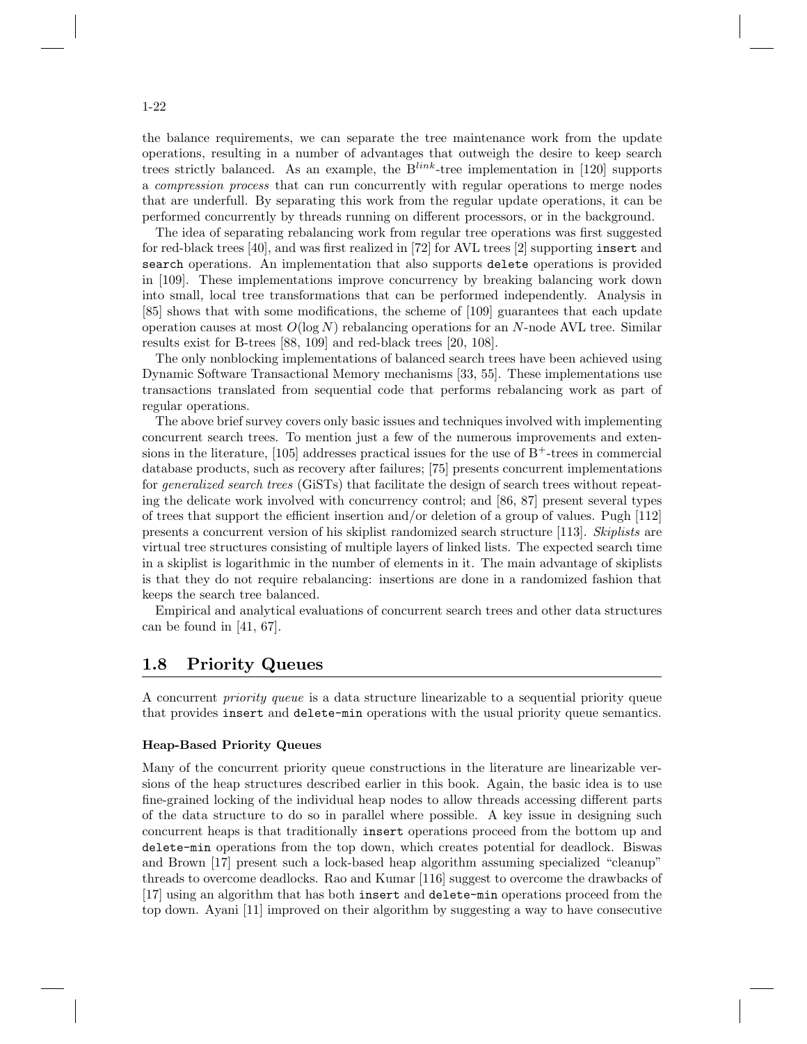the balance requirements, we can separate the tree maintenance work from the update operations, resulting in a number of advantages that outweigh the desire to keep search trees strictly balanced. As an example, the B$^{link}$-tree implementation in [120] supports a *compression process* that can run concurrently with regular operations to merge nodes that are underfull. By separating this work from the regular update operations, it can be performed concurrently by threads running on different processors, or in the background.

The idea of separating rebalancing work from regular tree operations was first suggested for red-black trees [40], and was first realized in [72] for AVL trees [2] supporting `insert` and `search` operations. An implementation that also supports `delete` operations is provided in [109]. These implementations improve concurrency by breaking balancing work down into small, local tree transformations that can be performed independently. Analysis in [85] shows that with some modifications, the scheme of [109] guarantees that each update operation causes at most $O(\log N)$ rebalancing operations for an $N$-node AVL tree. Similar results exist for B-trees [88, 109] and red-black trees [20, 108].

The only nonblocking implementations of balanced search trees have been achieved using Dynamic Software Transactional Memory mechanisms [33, 55]. These implementations use transactions translated from sequential code that performs rebalancing work as part of regular operations.

The above brief survey covers only basic issues and techniques involved with implementing concurrent search trees. To mention just a few of the numerous improvements and extensions in the literature, [105] addresses practical issues for the use of B$^+$-trees in commercial database products, such as recovery after failures; [75] presents concurrent implementations for *generalized search trees* (GiSTs) that facilitate the design of search trees without repeating the delicate work involved with concurrency control; and [86, 87] present several types of trees that support the efficient insertion and/or deletion of a group of values. Pugh [112] presents a concurrent version of his skiplist randomized search structure [113]. *Skiplists* are virtual tree structures consisting of multiple layers of linked lists. The expected search time in a skiplist is logarithmic in the number of elements in it. The main advantage of skiplists is that they do not require rebalancing: insertions are done in a randomized fashion that keeps the search tree balanced.

Empirical and analytical evaluations of concurrent search trees and other data structures can be found in [41, 67].

## 1.8 Priority Queues

A concurrent *priority queue* is a data structure linearizable to a sequential priority queue that provides `insert` and `delete-min` operations with the usual priority queue semantics.

#### Heap-Based Priority Queues

Many of the concurrent priority queue constructions in the literature are linearizable versions of the heap structures described earlier in this book. Again, the basic idea is to use fine-grained locking of the individual heap nodes to allow threads accessing different parts of the data structure to do so in parallel where possible. A key issue in designing such concurrent heaps is that traditionally `insert` operations proceed from the bottom up and `delete-min` operations from the top down, which creates potential for deadlock. Biswas and Brown [17] present such a lock-based heap algorithm assuming specialized "cleanup" threads to overcome deadlocks. Rao and Kumar [116] suggest to overcome the drawbacks of [17] using an algorithm that has both `insert` and `delete-min` operations proceed from the top down. Ayani [11] improved on their algorithm by suggesting a way to have consecutive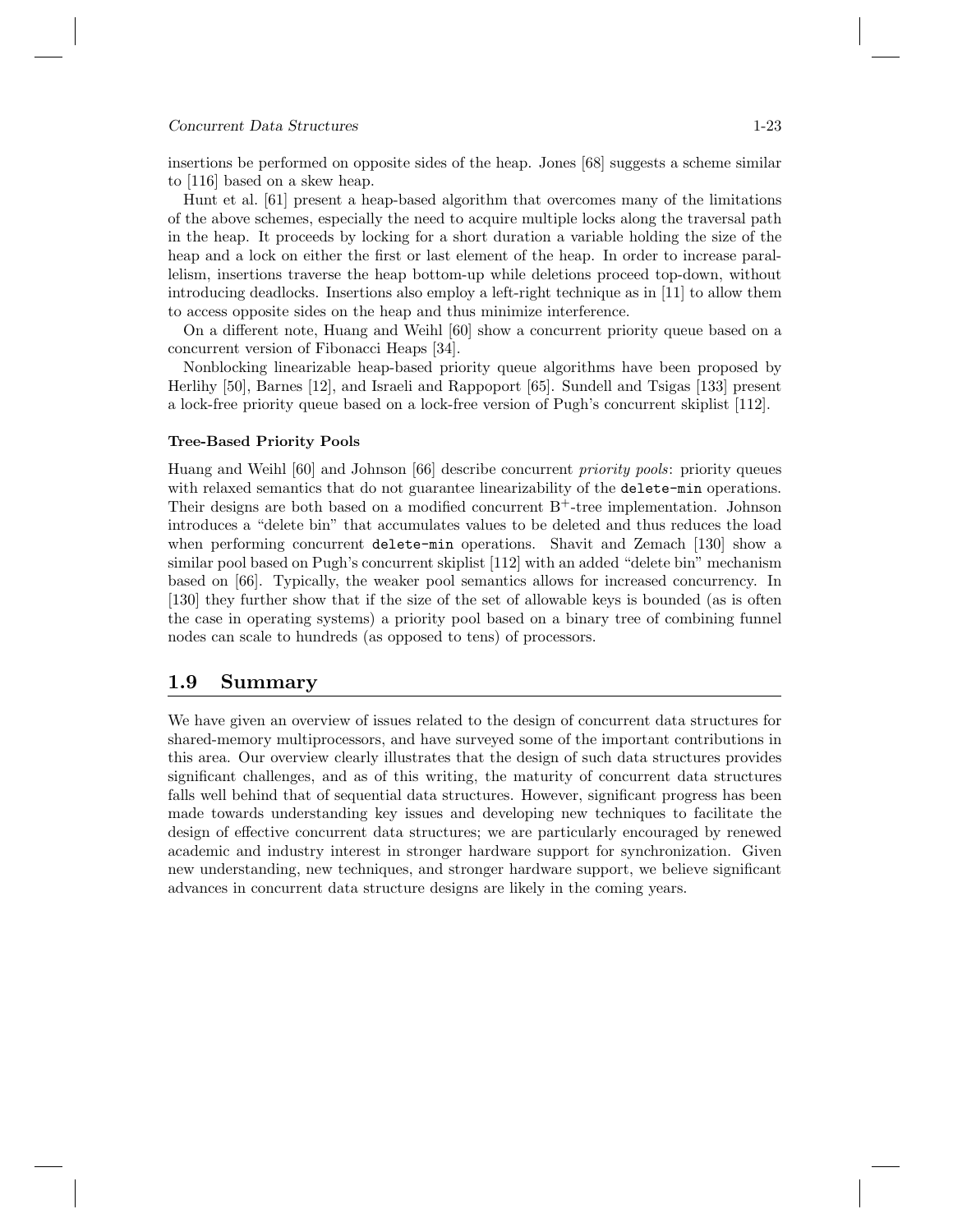insertions be performed on opposite sides of the heap. Jones [68] suggests a scheme similar to [116] based on a skew heap.

Hunt et al. [61] present a heap-based algorithm that overcomes many of the limitations of the above schemes, especially the need to acquire multiple locks along the traversal path in the heap. It proceeds by locking for a short duration a variable holding the size of the heap and a lock on either the first or last element of the heap. In order to increase parallelism, insertions traverse the heap bottom-up while deletions proceed top-down, without introducing deadlocks. Insertions also employ a left-right technique as in [11] to allow them to access opposite sides on the heap and thus minimize interference.

On a different note, Huang and Weihl [60] show a concurrent priority queue based on a concurrent version of Fibonacci Heaps [34].

Nonblocking linearizable heap-based priority queue algorithms have been proposed by Herlihy [50], Barnes [12], and Israeli and Rappoport [65]. Sundell and Tsigas [133] present a lock-free priority queue based on a lock-free version of Pugh's concurrent skiplist [112].

#### Tree-Based Priority Pools

Huang and Weihl [60] and Johnson [66] describe concurrent *priority pools*: priority queues with relaxed semantics that do not guarantee linearizability of the `delete-min` operations. Their designs are both based on a modified concurrent $B^+$-tree implementation. Johnson introduces a "delete bin" that accumulates values to be deleted and thus reduces the load when performing concurrent `delete-min` operations. Shavit and Zemach [130] show a similar pool based on Pugh's concurrent skiplist [112] with an added "delete bin" mechanism based on [66]. Typically, the weaker pool semantics allows for increased concurrency. In [130] they further show that if the size of the set of allowable keys is bounded (as is often the case in operating systems) a priority pool based on a binary tree of combining funnel nodes can scale to hundreds (as opposed to tens) of processors.

## 1.9 Summary

We have given an overview of issues related to the design of concurrent data structures for shared-memory multiprocessors, and have surveyed some of the important contributions in this area. Our overview clearly illustrates that the design of such data structures provides significant challenges, and as of this writing, the maturity of concurrent data structures falls well behind that of sequential data structures. However, significant progress has been made towards understanding key issues and developing new techniques to facilitate the design of effective concurrent data structures; we are particularly encouraged by renewed academic and industry interest in stronger hardware support for synchronization. Given new understanding, new techniques, and stronger hardware support, we believe significant advances in concurrent data structure designs are likely in the coming years.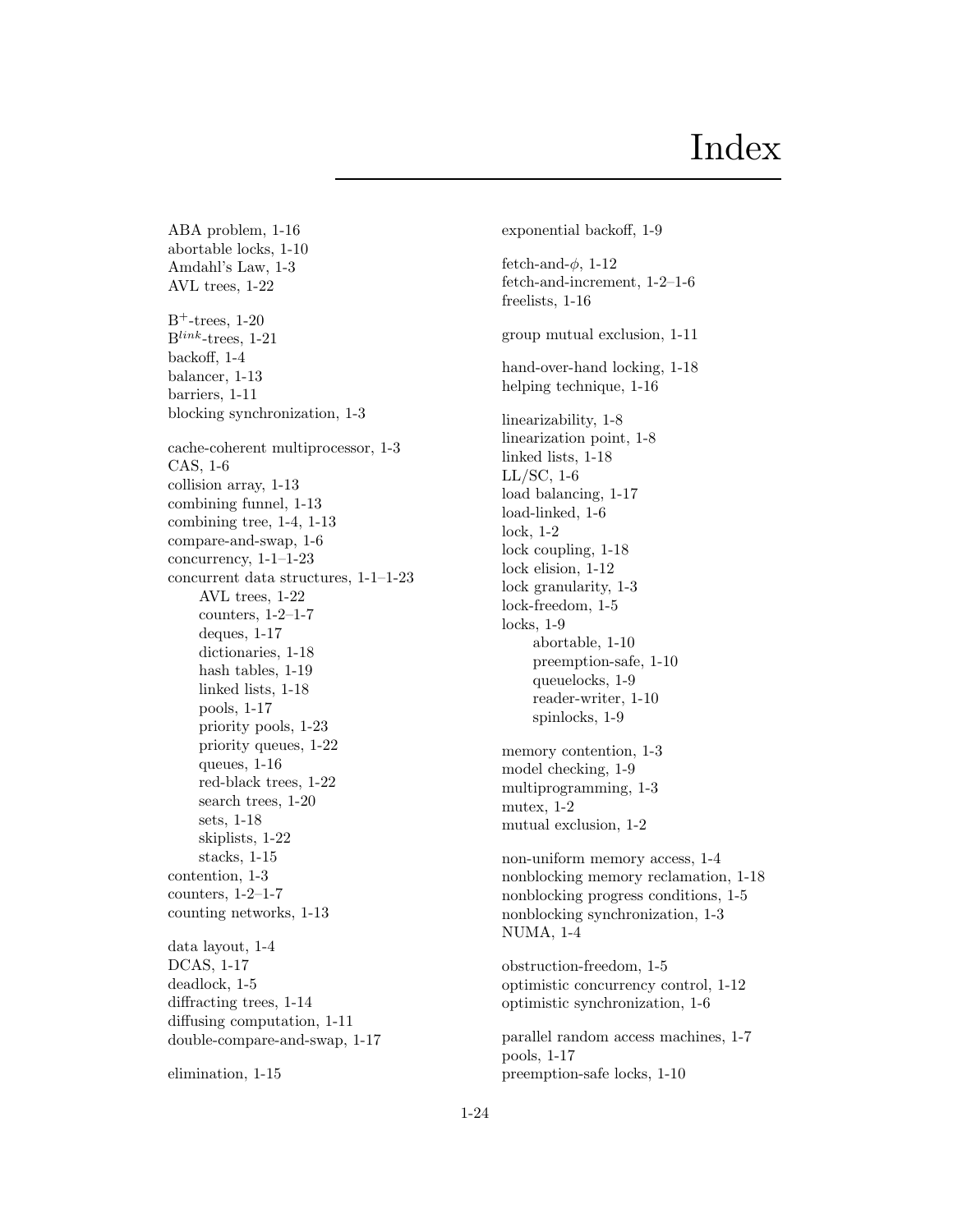# Index

ABA problem, 1-16
abortable locks, 1-10
Amdahl's Law, 1-3
AVL trees, 1-22

$B^{+}$-trees, 1-20
$B^{link}$-trees, 1-21
backoff, 1-4
balancer, 1-13
barriers, 1-11
blocking synchronization, 1-3

cache-coherent multiprocessor, 1-3
CAS, 1-6
collision array, 1-13
combining funnel, 1-13
combining tree, 1-4, 1-13
compare-and-swap, 1-6
concurrency, 1-1–1-23
concurrent data structures, 1-1–1-23
- AVL trees, 1-22
- counters, 1-2–1-7
- deques, 1-17
- dictionaries, 1-18
- hash tables, 1-19
- linked lists, 1-18
- pools, 1-17
- priority pools, 1-23
- priority queues, 1-22
- queues, 1-16
- red-black trees, 1-22
- search trees, 1-20
- sets, 1-18
- skiplists, 1-22
- stacks, 1-15

contention, 1-3
counters, 1-2–1-7
counting networks, 1-13

data layout, 1-4
DCAS, 1-17
deadlock, 1-5
diffracting trees, 1-14
diffusing computation, 1-11
double-compare-and-swap, 1-17

elimination, 1-15

exponential backoff, 1-9

fetch-and-$\phi$, 1-12
fetch-and-increment, 1-2–1-6
freelists, 1-16

group mutual exclusion, 1-11

hand-over-hand locking, 1-18
helping technique, 1-16

linearizability, 1-8
linearization point, 1-8
linked lists, 1-18
LL/SC, 1-6
load balancing, 1-17
load-linked, 1-6
lock, 1-2
lock coupling, 1-18
lock elision, 1-12
lock granularity, 1-3
lock-freedom, 1-5
locks, 1-9
- abortable, 1-10
- preemption-safe, 1-10
- queuelocks, 1-9
- reader-writer, 1-10
- spinlocks, 1-9

memory contention, 1-3
model checking, 1-9
multiprogramming, 1-3
mutex, 1-2
mutual exclusion, 1-2

non-uniform memory access, 1-4
nonblocking memory reclamation, 1-18
nonblocking progress conditions, 1-5
nonblocking synchronization, 1-3
NUMA, 1-4

obstruction-freedom, 1-5
optimistic concurrency control, 1-12
optimistic synchronization, 1-6

parallel random access machines, 1-7
pools, 1-17
preemption-safe locks, 1-10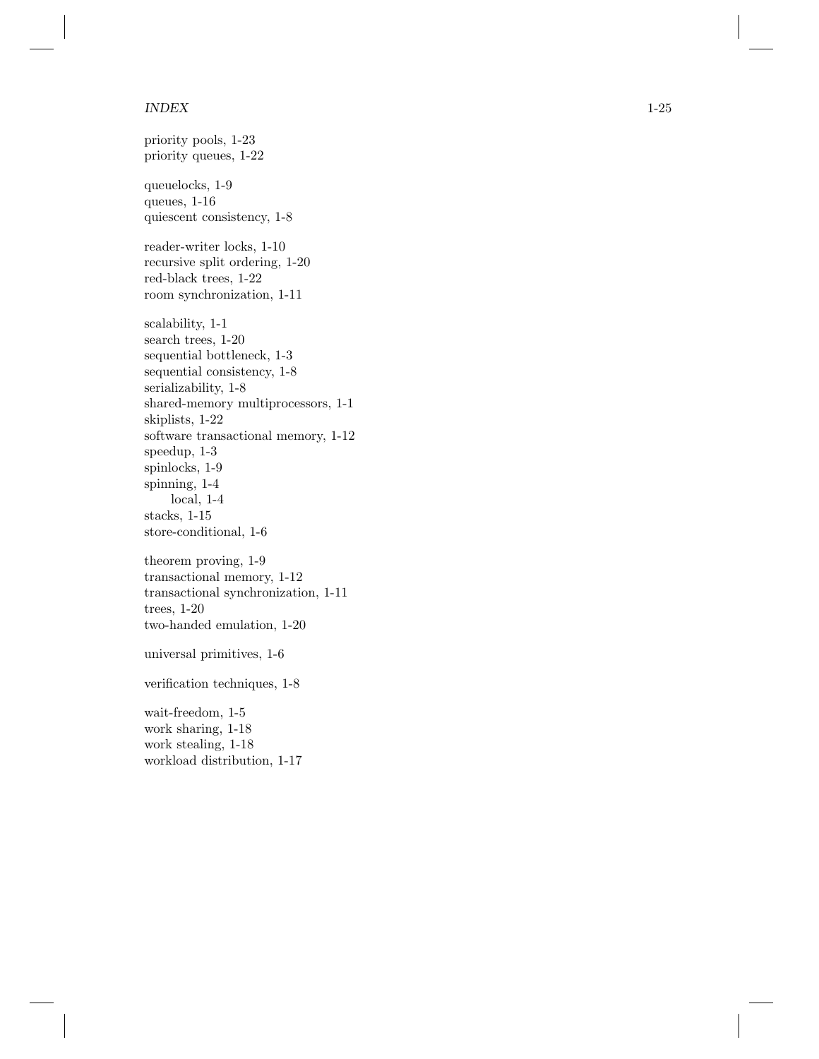priority pools, 1-23
priority queues, 1-22

queuelocks, 1-9
queues, 1-16
quiescent consistency, 1-8

reader-writer locks, 1-10
recursive split ordering, 1-20
red-black trees, 1-22
room synchronization, 1-11

scalability, 1-1
search trees, 1-20
sequential bottleneck, 1-3
sequential consistency, 1-8
serializability, 1-8
shared-memory multiprocessors, 1-1
skiplists, 1-22
software transactional memory, 1-12
speedup, 1-3
spinlocks, 1-9
spinning, 1-4
    local, 1-4
stacks, 1-15
store-conditional, 1-6

theorem proving, 1-9
transactional memory, 1-12
transactional synchronization, 1-11
trees, 1-20
two-handed emulation, 1-20

universal primitives, 1-6

verification techniques, 1-8

wait-freedom, 1-5
work sharing, 1-18
work stealing, 1-18
workload distribution, 1-17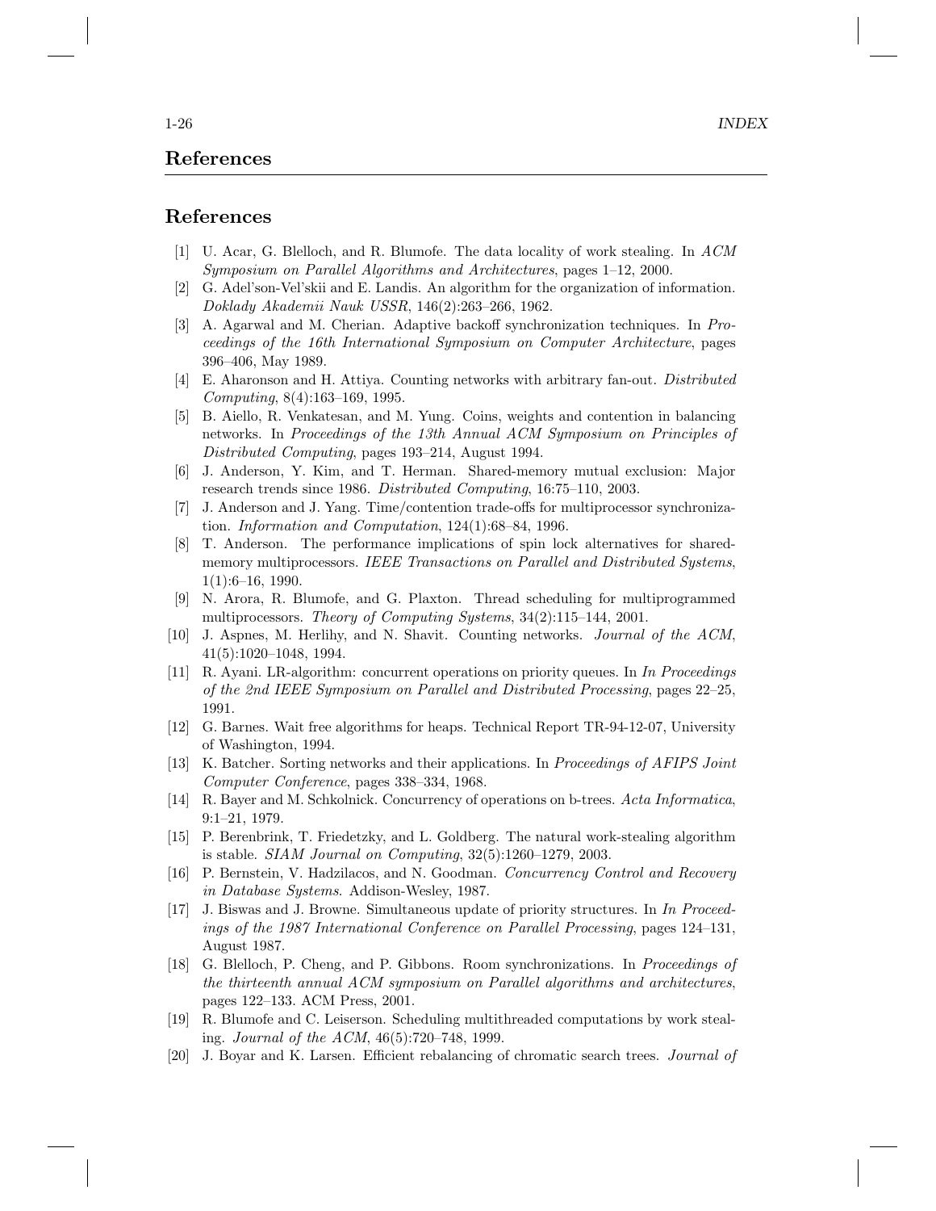## References

## References

[1] U. Acar, G. Blelloch, and R. Blumofe. The data locality of work stealing. In *ACM Symposium on Parallel Algorithms and Architectures*, pages 1–12, 2000.

[2] G. Adel'son-Vel'skii and E. Landis. An algorithm for the organization of information. *Doklady Akademii Nauk USSR*, 146(2):263–266, 1962.

[3] A. Agarwal and M. Cherian. Adaptive backoff synchronization techniques. In *Proceedings of the 16th International Symposium on Computer Architecture*, pages 396–406, May 1989.

[4] E. Aharonson and H. Attiya. Counting networks with arbitrary fan-out. *Distributed Computing*, 8(4):163–169, 1995.

[5] B. Aiello, R. Venkatesan, and M. Yung. Coins, weights and contention in balancing networks. In *Proceedings of the 13th Annual ACM Symposium on Principles of Distributed Computing*, pages 193–214, August 1994.

[6] J. Anderson, Y. Kim, and T. Herman. Shared-memory mutual exclusion: Major research trends since 1986. *Distributed Computing*, 16:75–110, 2003.

[7] J. Anderson and J. Yang. Time/contention trade-offs for multiprocessor synchronization. *Information and Computation*, 124(1):68–84, 1996.

[8] T. Anderson. The performance implications of spin lock alternatives for shared-memory multiprocessors. *IEEE Transactions on Parallel and Distributed Systems*, 1(1):6–16, 1990.

[9] N. Arora, R. Blumofe, and G. Plaxton. Thread scheduling for multiprogrammed multiprocessors. *Theory of Computing Systems*, 34(2):115–144, 2001.

[10] J. Aspnes, M. Herlihy, and N. Shavit. Counting networks. *Journal of the ACM*, 41(5):1020–1048, 1994.

[11] R. Ayani. LR-algorithm: concurrent operations on priority queues. In *In Proceedings of the 2nd IEEE Symposium on Parallel and Distributed Processing*, pages 22–25, 1991.

[12] G. Barnes. Wait free algorithms for heaps. Technical Report TR-94-12-07, University of Washington, 1994.

[13] K. Batcher. Sorting networks and their applications. In *Proceedings of AFIPS Joint Computer Conference*, pages 338–334, 1968.

[14] R. Bayer and M. Schkolnick. Concurrency of operations on b-trees. *Acta Informatica*, 9:1–21, 1979.

[15] P. Berenbrink, T. Friedetzky, and L. Goldberg. The natural work-stealing algorithm is stable. *SIAM Journal on Computing*, 32(5):1260–1279, 2003.

[16] P. Bernstein, V. Hadzilacos, and N. Goodman. *Concurrency Control and Recovery in Database Systems*. Addison-Wesley, 1987.

[17] J. Biswas and J. Browne. Simultaneous update of priority structures. In *In Proceedings of the 1987 International Conference on Parallel Processing*, pages 124–131, August 1987.

[18] G. Blelloch, P. Cheng, and P. Gibbons. Room synchronizations. In *Proceedings of the thirteenth annual ACM symposium on Parallel algorithms and architectures*, pages 122–133. ACM Press, 2001.

[19] R. Blumofe and C. Leiserson. Scheduling multithreaded computations by work stealing. *Journal of the ACM*, 46(5):720–748, 1999.

[20] J. Boyar and K. Larsen. Efficient rebalancing of chromatic search trees. *Journal of*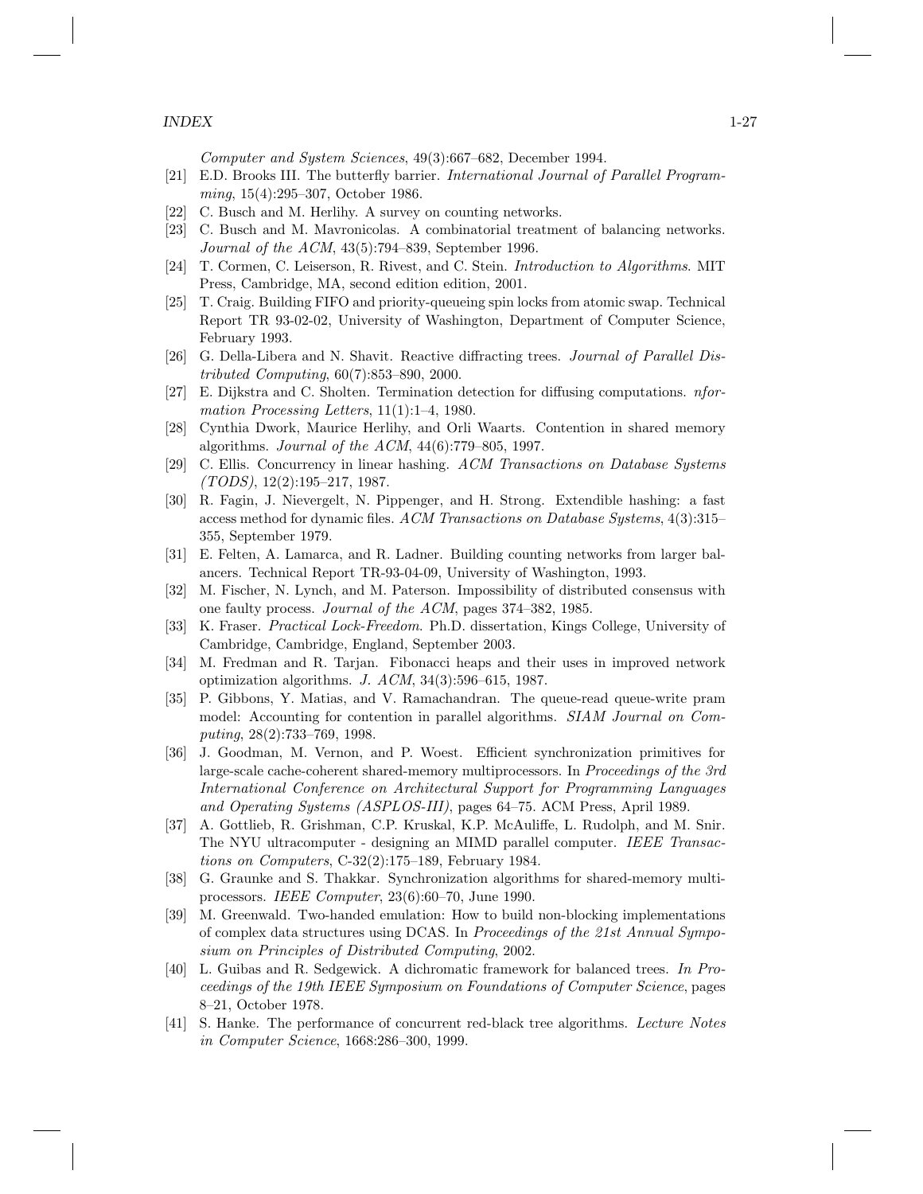*Computer and System Sciences*, 49(3):667–682, December 1994.

[21] E.D. Brooks III. The butterfly barrier. *International Journal of Parallel Programming*, 15(4):295–307, October 1986.

[22] C. Busch and M. Herlihy. A survey on counting networks.

[23] C. Busch and M. Mavronicolas. A combinatorial treatment of balancing networks. *Journal of the ACM*, 43(5):794–839, September 1996.

[24] T. Cormen, C. Leiserson, R. Rivest, and C. Stein. *Introduction to Algorithms*. MIT Press, Cambridge, MA, second edition edition, 2001.

[25] T. Craig. Building FIFO and priority-queueing spin locks from atomic swap. Technical Report TR 93-02-02, University of Washington, Department of Computer Science, February 1993.

[26] G. Della-Libera and N. Shavit. Reactive diffracting trees. *Journal of Parallel Distributed Computing*, 60(7):853–890, 2000.

[27] E. Dijkstra and C. Sholten. Termination detection for diffusing computations. *nformation Processing Letters*, 11(1):1–4, 1980.

[28] Cynthia Dwork, Maurice Herlihy, and Orli Waarts. Contention in shared memory algorithms. *Journal of the ACM*, 44(6):779–805, 1997.

[29] C. Ellis. Concurrency in linear hashing. *ACM Transactions on Database Systems (TODS)*, 12(2):195–217, 1987.

[30] R. Fagin, J. Nievergelt, N. Pippenger, and H. Strong. Extendible hashing: a fast access method for dynamic files. *ACM Transactions on Database Systems*, 4(3):315–355, September 1979.

[31] E. Felten, A. Lamarca, and R. Ladner. Building counting networks from larger balancers. Technical Report TR-93-04-09, University of Washington, 1993.

[32] M. Fischer, N. Lynch, and M. Paterson. Impossibility of distributed consensus with one faulty process. *Journal of the ACM*, pages 374–382, 1985.

[33] K. Fraser. *Practical Lock-Freedom*. Ph.D. dissertation, Kings College, University of Cambridge, Cambridge, England, September 2003.

[34] M. Fredman and R. Tarjan. Fibonacci heaps and their uses in improved network optimization algorithms. *J. ACM*, 34(3):596–615, 1987.

[35] P. Gibbons, Y. Matias, and V. Ramachandran. The queue-read queue-write pram model: Accounting for contention in parallel algorithms. *SIAM Journal on Computing*, 28(2):733–769, 1998.

[36] J. Goodman, M. Vernon, and P. Woest. Efficient synchronization primitives for large-scale cache-coherent shared-memory multiprocessors. In *Proceedings of the 3rd International Conference on Architectural Support for Programming Languages and Operating Systems (ASPLOS-III)*, pages 64–75. ACM Press, April 1989.

[37] A. Gottlieb, R. Grishman, C.P. Kruskal, K.P. McAuliffe, L. Rudolph, and M. Snir. The NYU ultracomputer - designing an MIMD parallel computer. *IEEE Transactions on Computers*, C-32(2):175–189, February 1984.

[38] G. Graunke and S. Thakkar. Synchronization algorithms for shared-memory multiprocessors. *IEEE Computer*, 23(6):60–70, June 1990.

[39] M. Greenwald. Two-handed emulation: How to build non-blocking implementations of complex data structures using DCAS. In *Proceedings of the 21st Annual Symposium on Principles of Distributed Computing*, 2002.

[40] L. Guibas and R. Sedgewick. A dichromatic framework for balanced trees. *In Proceedings of the 19th IEEE Symposium on Foundations of Computer Science*, pages 8–21, October 1978.

[41] S. Hanke. The performance of concurrent red-black tree algorithms. *Lecture Notes in Computer Science*, 1668:286–300, 1999.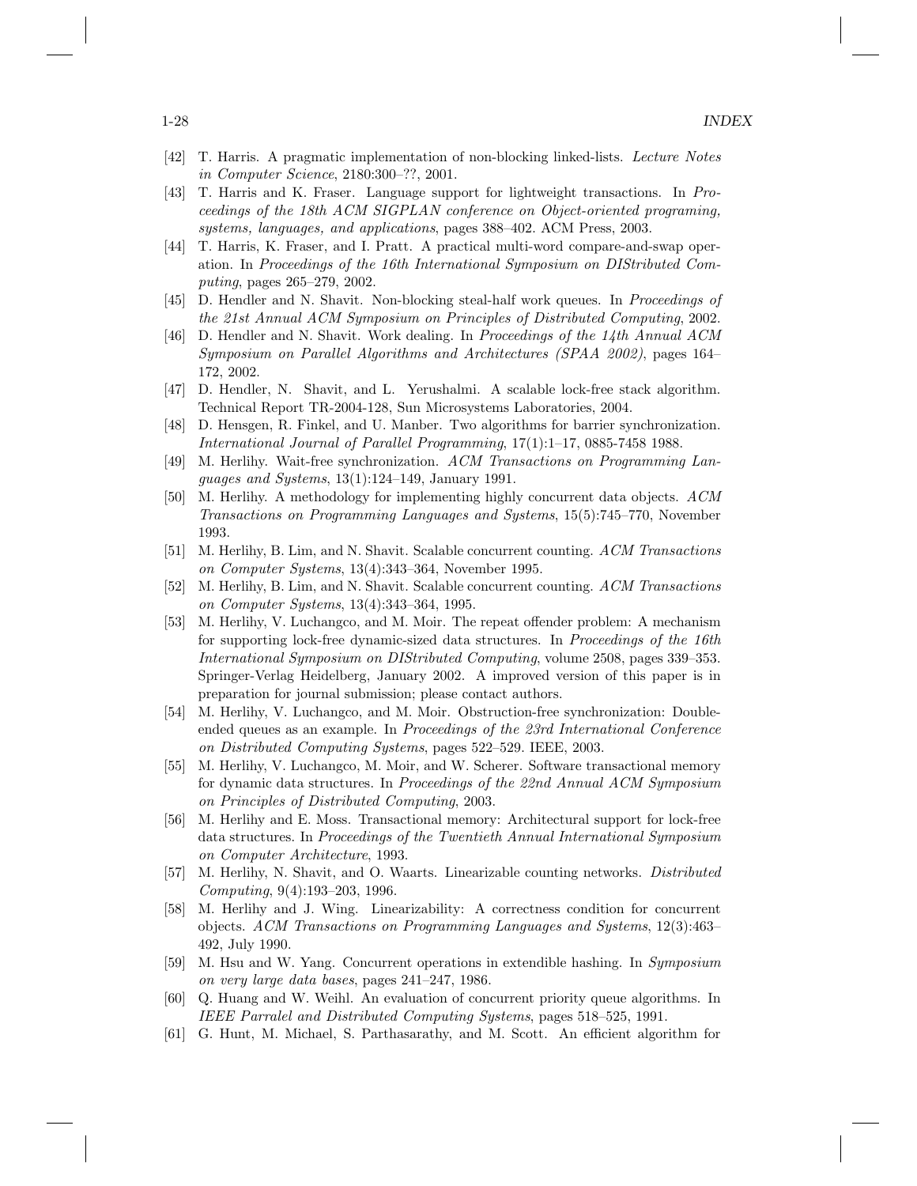[42] T. Harris. A pragmatic implementation of non-blocking linked-lists. *Lecture Notes in Computer Science*, 2180:300–??, 2001.

[43] T. Harris and K. Fraser. Language support for lightweight transactions. In *Proceedings of the 18th ACM SIGPLAN conference on Object-oriented programing, systems, languages, and applications*, pages 388–402. ACM Press, 2003.

[44] T. Harris, K. Fraser, and I. Pratt. A practical multi-word compare-and-swap operation. In *Proceedings of the 16th International Symposium on DIStributed Computing*, pages 265–279, 2002.

[45] D. Hendler and N. Shavit. Non-blocking steal-half work queues. In *Proceedings of the 21st Annual ACM Symposium on Principles of Distributed Computing*, 2002.

[46] D. Hendler and N. Shavit. Work dealing. In *Proceedings of the 14th Annual ACM Symposium on Parallel Algorithms and Architectures (SPAA 2002)*, pages 164–172, 2002.

[47] D. Hendler, N. Shavit, and L. Yerushalmi. A scalable lock-free stack algorithm. Technical Report TR-2004-128, Sun Microsystems Laboratories, 2004.

[48] D. Hensgen, R. Finkel, and U. Manber. Two algorithms for barrier synchronization. *International Journal of Parallel Programming*, 17(1):1–17, 0885-7458 1988.

[49] M. Herlihy. Wait-free synchronization. *ACM Transactions on Programming Languages and Systems*, 13(1):124–149, January 1991.

[50] M. Herlihy. A methodology for implementing highly concurrent data objects. *ACM Transactions on Programming Languages and Systems*, 15(5):745–770, November 1993.

[51] M. Herlihy, B. Lim, and N. Shavit. Scalable concurrent counting. *ACM Transactions on Computer Systems*, 13(4):343–364, November 1995.

[52] M. Herlihy, B. Lim, and N. Shavit. Scalable concurrent counting. *ACM Transactions on Computer Systems*, 13(4):343–364, 1995.

[53] M. Herlihy, V. Luchangco, and M. Moir. The repeat offender problem: A mechanism for supporting lock-free dynamic-sized data structures. In *Proceedings of the 16th International Symposium on DIStributed Computing*, volume 2508, pages 339–353. Springer-Verlag Heidelberg, January 2002. A improved version of this paper is in preparation for journal submission; please contact authors.

[54] M. Herlihy, V. Luchangco, and M. Moir. Obstruction-free synchronization: Double-ended queues as an example. In *Proceedings of the 23rd International Conference on Distributed Computing Systems*, pages 522–529. IEEE, 2003.

[55] M. Herlihy, V. Luchangco, M. Moir, and W. Scherer. Software transactional memory for dynamic data structures. In *Proceedings of the 22nd Annual ACM Symposium on Principles of Distributed Computing*, 2003.

[56] M. Herlihy and E. Moss. Transactional memory: Architectural support for lock-free data structures. In *Proceedings of the Twentieth Annual International Symposium on Computer Architecture*, 1993.

[57] M. Herlihy, N. Shavit, and O. Waarts. Linearizable counting networks. *Distributed Computing*, 9(4):193–203, 1996.

[58] M. Herlihy and J. Wing. Linearizability: A correctness condition for concurrent objects. *ACM Transactions on Programming Languages and Systems*, 12(3):463–492, July 1990.

[59] M. Hsu and W. Yang. Concurrent operations in extendible hashing. In *Symposium on very large data bases*, pages 241–247, 1986.

[60] Q. Huang and W. Weihl. An evaluation of concurrent priority queue algorithms. In *IEEE Parralel and Distributed Computing Systems*, pages 518–525, 1991.

[61] G. Hunt, M. Michael, S. Parthasarathy, and M. Scott. An efficient algorithm for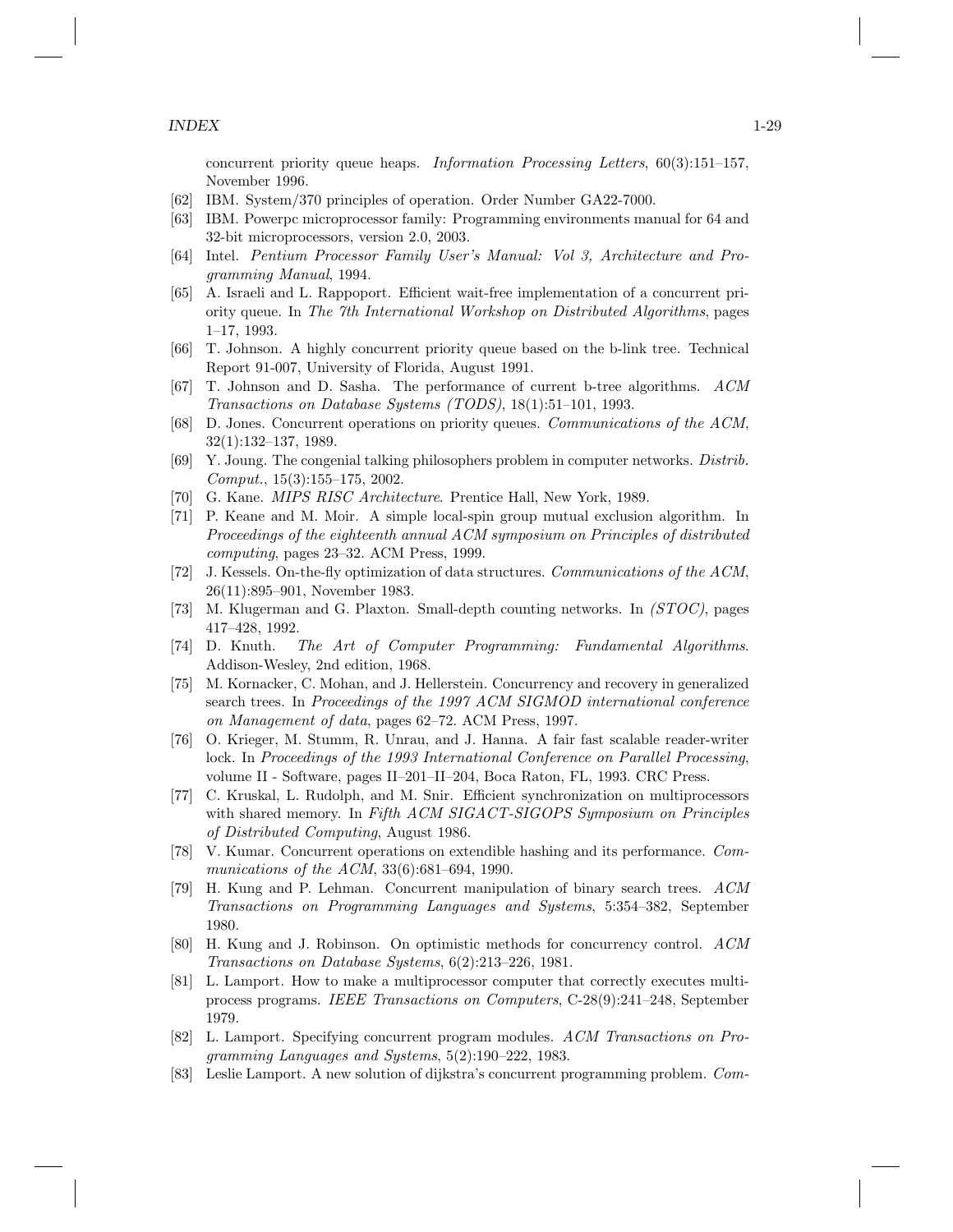concurrent priority queue heaps. *Information Processing Letters*, 60(3):151–157, November 1996.

[62] IBM. System/370 principles of operation. Order Number GA22-7000.

[63] IBM. Powerpc microprocessor family: Programming environments manual for 64 and 32-bit microprocessors, version 2.0, 2003.

[64] Intel. *Pentium Processor Family User's Manual: Vol 3, Architecture and Programming Manual*, 1994.

[65] A. Israeli and L. Rappoport. Efficient wait-free implementation of a concurrent priority queue. In *The 7th International Workshop on Distributed Algorithms*, pages 1–17, 1993.

[66] T. Johnson. A highly concurrent priority queue based on the b-link tree. Technical Report 91-007, University of Florida, August 1991.

[67] T. Johnson and D. Sasha. The performance of current b-tree algorithms. *ACM Transactions on Database Systems (TODS)*, 18(1):51–101, 1993.

[68] D. Jones. Concurrent operations on priority queues. *Communications of the ACM*, 32(1):132–137, 1989.

[69] Y. Joung. The congenial talking philosophers problem in computer networks. *Distrib. Comput.*, 15(3):155–175, 2002.

[70] G. Kane. *MIPS RISC Architecture*. Prentice Hall, New York, 1989.

[71] P. Keane and M. Moir. A simple local-spin group mutual exclusion algorithm. In *Proceedings of the eighteenth annual ACM symposium on Principles of distributed computing*, pages 23–32. ACM Press, 1999.

[72] J. Kessels. On-the-fly optimization of data structures. *Communications of the ACM*, 26(11):895–901, November 1983.

[73] M. Klugerman and G. Plaxton. Small-depth counting networks. In *(STOC)*, pages 417–428, 1992.

[74] D. Knuth. *The Art of Computer Programming: Fundamental Algorithms*. Addison-Wesley, 2nd edition, 1968.

[75] M. Kornacker, C. Mohan, and J. Hellerstein. Concurrency and recovery in generalized search trees. In *Proceedings of the 1997 ACM SIGMOD international conference on Management of data*, pages 62–72. ACM Press, 1997.

[76] O. Krieger, M. Stumm, R. Unrau, and J. Hanna. A fair fast scalable reader-writer lock. In *Proceedings of the 1993 International Conference on Parallel Processing*, volume II - Software, pages II–201–II–204, Boca Raton, FL, 1993. CRC Press.

[77] C. Kruskal, L. Rudolph, and M. Snir. Efficient synchronization on multiprocessors with shared memory. In *Fifth ACM SIGACT-SIGOPS Symposium on Principles of Distributed Computing*, August 1986.

[78] V. Kumar. Concurrent operations on extendible hashing and its performance. *Communications of the ACM*, 33(6):681–694, 1990.

[79] H. Kung and P. Lehman. Concurrent manipulation of binary search trees. *ACM Transactions on Programming Languages and Systems*, 5:354–382, September 1980.

[80] H. Kung and J. Robinson. On optimistic methods for concurrency control. *ACM Transactions on Database Systems*, 6(2):213–226, 1981.

[81] L. Lamport. How to make a multiprocessor computer that correctly executes multiprocess programs. *IEEE Transactions on Computers*, C-28(9):241–248, September 1979.

[82] L. Lamport. Specifying concurrent program modules. *ACM Transactions on Programming Languages and Systems*, 5(2):190–222, 1983.

[83] Leslie Lamport. A new solution of dijkstra's concurrent programming problem. *Com-*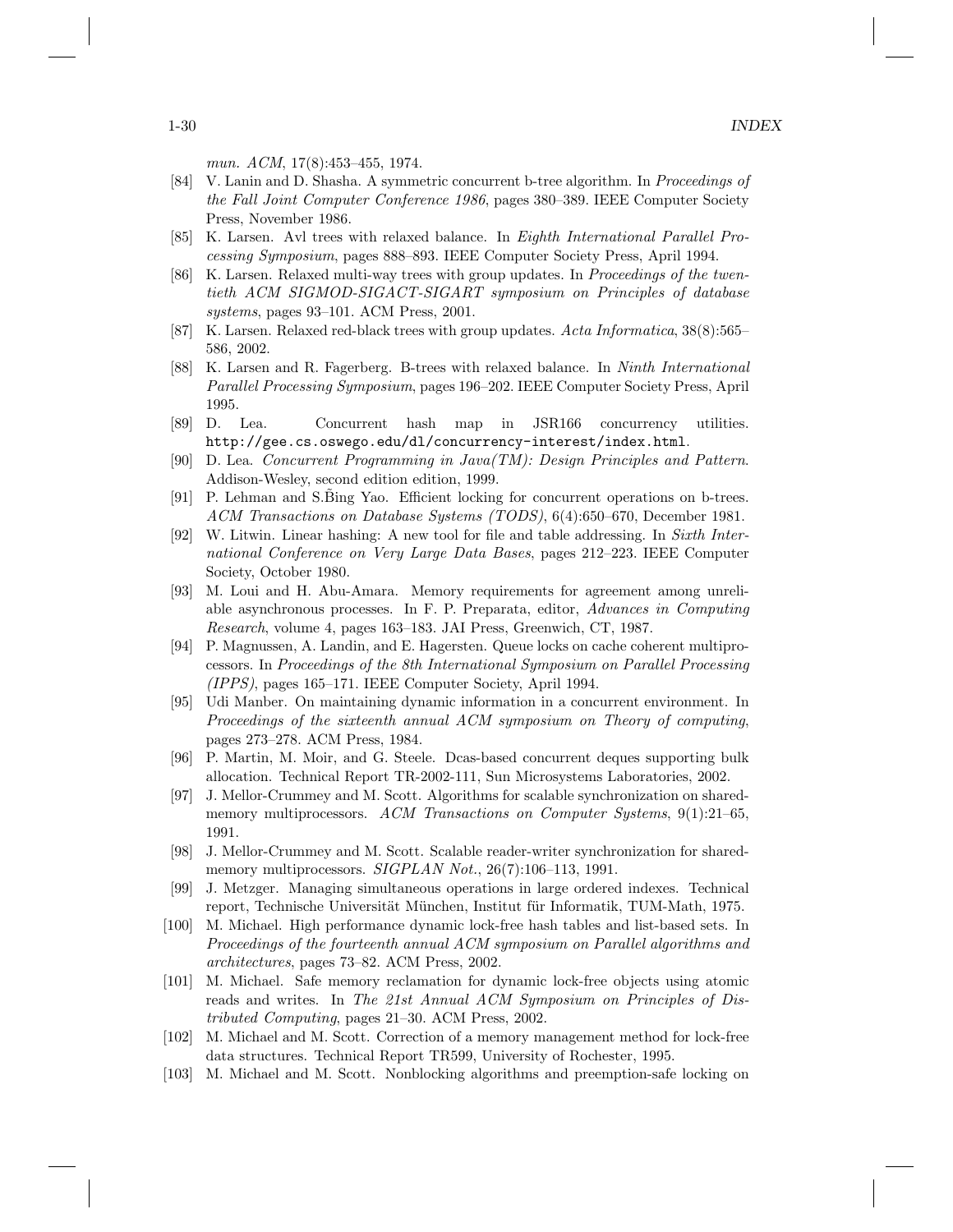mun. *ACM*, 17(8):453–455, 1974.

[84] V. Lanin and D. Shasha. A symmetric concurrent b-tree algorithm. In *Proceedings of the Fall Joint Computer Conference 1986*, pages 380–389. IEEE Computer Society Press, November 1986.

[85] K. Larsen. Avl trees with relaxed balance. In *Eighth International Parallel Processing Symposium*, pages 888–893. IEEE Computer Society Press, April 1994.

[86] K. Larsen. Relaxed multi-way trees with group updates. In *Proceedings of the twentieth ACM SIGMOD-SIGACT-SIGART symposium on Principles of database systems*, pages 93–101. ACM Press, 2001.

[87] K. Larsen. Relaxed red-black trees with group updates. *Acta Informatica*, 38(8):565–586, 2002.

[88] K. Larsen and R. Fagerberg. B-trees with relaxed balance. In *Ninth International Parallel Processing Symposium*, pages 196–202. IEEE Computer Society Press, April 1995.

[89] D. Lea. Concurrent hash map in JSR166 concurrency utilities. `http://gee.cs.oswego.edu/dl/concurrency-interest/index.html`.

[90] D. Lea. *Concurrent Programming in Java(TM): Design Principles and Pattern*. Addison-Wesley, second edition edition, 1999.

[91] P. Lehman and S.B̃ing Yao. Efficient locking for concurrent operations on b-trees. *ACM Transactions on Database Systems (TODS)*, 6(4):650–670, December 1981.

[92] W. Litwin. Linear hashing: A new tool for file and table addressing. In *Sixth International Conference on Very Large Data Bases*, pages 212–223. IEEE Computer Society, October 1980.

[93] M. Loui and H. Abu-Amara. Memory requirements for agreement among unreliable asynchronous processes. In F. P. Preparata, editor, *Advances in Computing Research*, volume 4, pages 163–183. JAI Press, Greenwich, CT, 1987.

[94] P. Magnussen, A. Landin, and E. Hagersten. Queue locks on cache coherent multiprocessors. In *Proceedings of the 8th International Symposium on Parallel Processing (IPPS)*, pages 165–171. IEEE Computer Society, April 1994.

[95] Udi Manber. On maintaining dynamic information in a concurrent environment. In *Proceedings of the sixteenth annual ACM symposium on Theory of computing*, pages 273–278. ACM Press, 1984.

[96] P. Martin, M. Moir, and G. Steele. Dcas-based concurrent deques supporting bulk allocation. Technical Report TR-2002-111, Sun Microsystems Laboratories, 2002.

[97] J. Mellor-Crummey and M. Scott. Algorithms for scalable synchronization on shared-memory multiprocessors. *ACM Transactions on Computer Systems*, 9(1):21–65, 1991.

[98] J. Mellor-Crummey and M. Scott. Scalable reader-writer synchronization for shared-memory multiprocessors. *SIGPLAN Not.*, 26(7):106–113, 1991.

[99] J. Metzger. Managing simultaneous operations in large ordered indexes. Technical report, Technische Universität München, Institut für Informatik, TUM-Math, 1975.

[100] M. Michael. High performance dynamic lock-free hash tables and list-based sets. In *Proceedings of the fourteenth annual ACM symposium on Parallel algorithms and architectures*, pages 73–82. ACM Press, 2002.

[101] M. Michael. Safe memory reclamation for dynamic lock-free objects using atomic reads and writes. In *The 21st Annual ACM Symposium on Principles of Distributed Computing*, pages 21–30. ACM Press, 2002.

[102] M. Michael and M. Scott. Correction of a memory management method for lock-free data structures. Technical Report TR599, University of Rochester, 1995.

[103] M. Michael and M. Scott. Nonblocking algorithms and preemption-safe locking on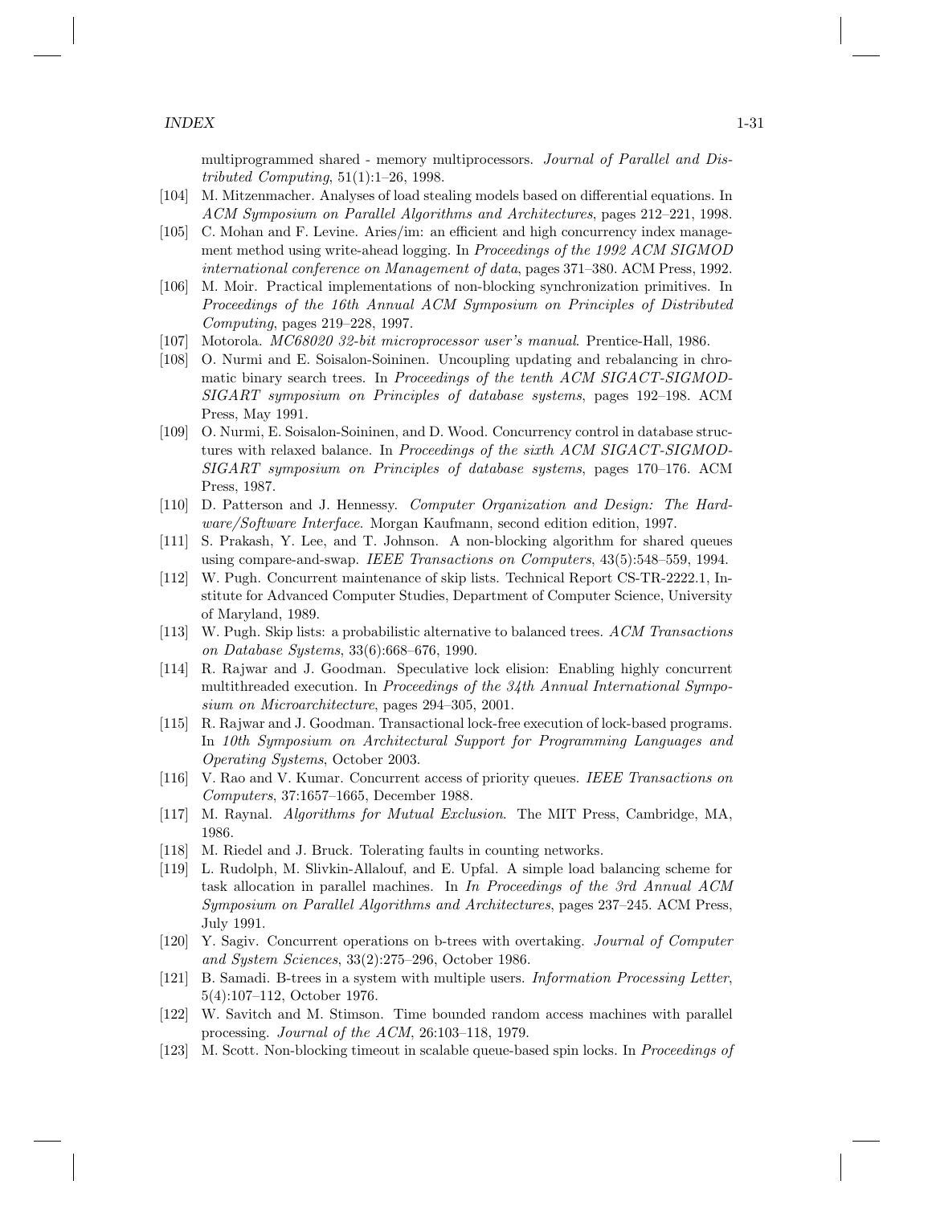multiprogrammed shared - memory multiprocessors. *Journal of Parallel and Distributed Computing*, 51(1):1–26, 1998.

[104] M. Mitzenmacher. Analyses of load stealing models based on differential equations. In *ACM Symposium on Parallel Algorithms and Architectures*, pages 212–221, 1998.

[105] C. Mohan and F. Levine. Aries/im: an efficient and high concurrency index management method using write-ahead logging. In *Proceedings of the 1992 ACM SIGMOD international conference on Management of data*, pages 371–380. ACM Press, 1992.

[106] M. Moir. Practical implementations of non-blocking synchronization primitives. In *Proceedings of the 16th Annual ACM Symposium on Principles of Distributed Computing*, pages 219–228, 1997.

[107] Motorola. *MC68020 32-bit microprocessor user's manual*. Prentice-Hall, 1986.

[108] O. Nurmi and E. Soisalon-Soininen. Uncoupling updating and rebalancing in chromatic binary search trees. In *Proceedings of the tenth ACM SIGACT-SIGMOD-SIGART symposium on Principles of database systems*, pages 192–198. ACM Press, May 1991.

[109] O. Nurmi, E. Soisalon-Soininen, and D. Wood. Concurrency control in database structures with relaxed balance. In *Proceedings of the sixth ACM SIGACT-SIGMOD-SIGART symposium on Principles of database systems*, pages 170–176. ACM Press, 1987.

[110] D. Patterson and J. Hennessy. *Computer Organization and Design: The Hardware/Software Interface*. Morgan Kaufmann, second edition edition, 1997.

[111] S. Prakash, Y. Lee, and T. Johnson. A non-blocking algorithm for shared queues using compare-and-swap. *IEEE Transactions on Computers*, 43(5):548–559, 1994.

[112] W. Pugh. Concurrent maintenance of skip lists. Technical Report CS-TR-2222.1, Institute for Advanced Computer Studies, Department of Computer Science, University of Maryland, 1989.

[113] W. Pugh. Skip lists: a probabilistic alternative to balanced trees. *ACM Transactions on Database Systems*, 33(6):668–676, 1990.

[114] R. Rajwar and J. Goodman. Speculative lock elision: Enabling highly concurrent multithreaded execution. In *Proceedings of the 34th Annual International Symposium on Microarchitecture*, pages 294–305, 2001.

[115] R. Rajwar and J. Goodman. Transactional lock-free execution of lock-based programs. In *10th Symposium on Architectural Support for Programming Languages and Operating Systems*, October 2003.

[116] V. Rao and V. Kumar. Concurrent access of priority queues. *IEEE Transactions on Computers*, 37:1657–1665, December 1988.

[117] M. Raynal. *Algorithms for Mutual Exclusion*. The MIT Press, Cambridge, MA, 1986.

[118] M. Riedel and J. Bruck. Tolerating faults in counting networks.

[119] L. Rudolph, M. Slivkin-Allalouf, and E. Upfal. A simple load balancing scheme for task allocation in parallel machines. In *In Proceedings of the 3rd Annual ACM Symposium on Parallel Algorithms and Architectures*, pages 237–245. ACM Press, July 1991.

[120] Y. Sagiv. Concurrent operations on b-trees with overtaking. *Journal of Computer and System Sciences*, 33(2):275–296, October 1986.

[121] B. Samadi. B-trees in a system with multiple users. *Information Processing Letter*, 5(4):107–112, October 1976.

[122] W. Savitch and M. Stimson. Time bounded random access machines with parallel processing. *Journal of the ACM*, 26:103–118, 1979.

[123] M. Scott. Non-blocking timeout in scalable queue-based spin locks. In *Proceedings of*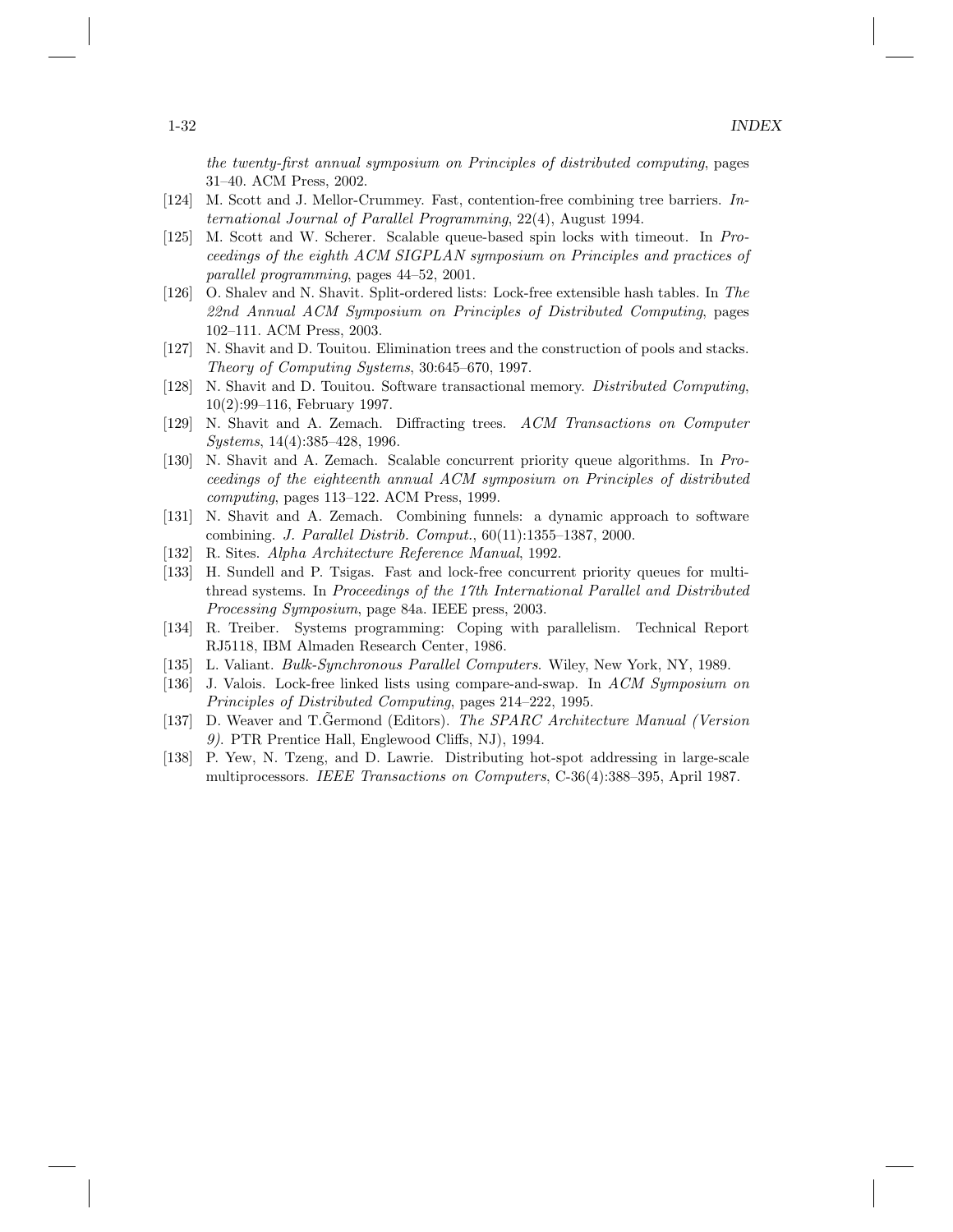*the twenty-first annual symposium on Principles of distributed computing*, pages 31–40. ACM Press, 2002.

[124] M. Scott and J. Mellor-Crummey. Fast, contention-free combining tree barriers. *International Journal of Parallel Programming*, 22(4), August 1994.

[125] M. Scott and W. Scherer. Scalable queue-based spin locks with timeout. In *Proceedings of the eighth ACM SIGPLAN symposium on Principles and practices of parallel programming*, pages 44–52, 2001.

[126] O. Shalev and N. Shavit. Split-ordered lists: Lock-free extensible hash tables. In *The 22nd Annual ACM Symposium on Principles of Distributed Computing*, pages 102–111. ACM Press, 2003.

[127] N. Shavit and D. Touitou. Elimination trees and the construction of pools and stacks. *Theory of Computing Systems*, 30:645–670, 1997.

[128] N. Shavit and D. Touitou. Software transactional memory. *Distributed Computing*, 10(2):99–116, February 1997.

[129] N. Shavit and A. Zemach. Diffracting trees. *ACM Transactions on Computer Systems*, 14(4):385–428, 1996.

[130] N. Shavit and A. Zemach. Scalable concurrent priority queue algorithms. In *Proceedings of the eighteenth annual ACM symposium on Principles of distributed computing*, pages 113–122. ACM Press, 1999.

[131] N. Shavit and A. Zemach. Combining funnels: a dynamic approach to software combining. *J. Parallel Distrib. Comput.*, 60(11):1355–1387, 2000.

[132] R. Sites. *Alpha Architecture Reference Manual*, 1992.

[133] H. Sundell and P. Tsigas. Fast and lock-free concurrent priority queues for multi-thread systems. In *Proceedings of the 17th International Parallel and Distributed Processing Symposium*, page 84a. IEEE press, 2003.

[134] R. Treiber. Systems programming: Coping with parallelism. Technical Report RJ5118, IBM Almaden Research Center, 1986.

[135] L. Valiant. *Bulk-Synchronous Parallel Computers*. Wiley, New York, NY, 1989.

[136] J. Valois. Lock-free linked lists using compare-and-swap. In *ACM Symposium on Principles of Distributed Computing*, pages 214–222, 1995.

[137] D. Weaver and T.G̃ermond (Editors). *The SPARC Architecture Manual (Version 9)*. PTR Prentice Hall, Englewood Cliffs, NJ), 1994.

[138] P. Yew, N. Tzeng, and D. Lawrie. Distributing hot-spot addressing in large-scale multiprocessors. *IEEE Transactions on Computers*, C-36(4):388–395, April 1987.